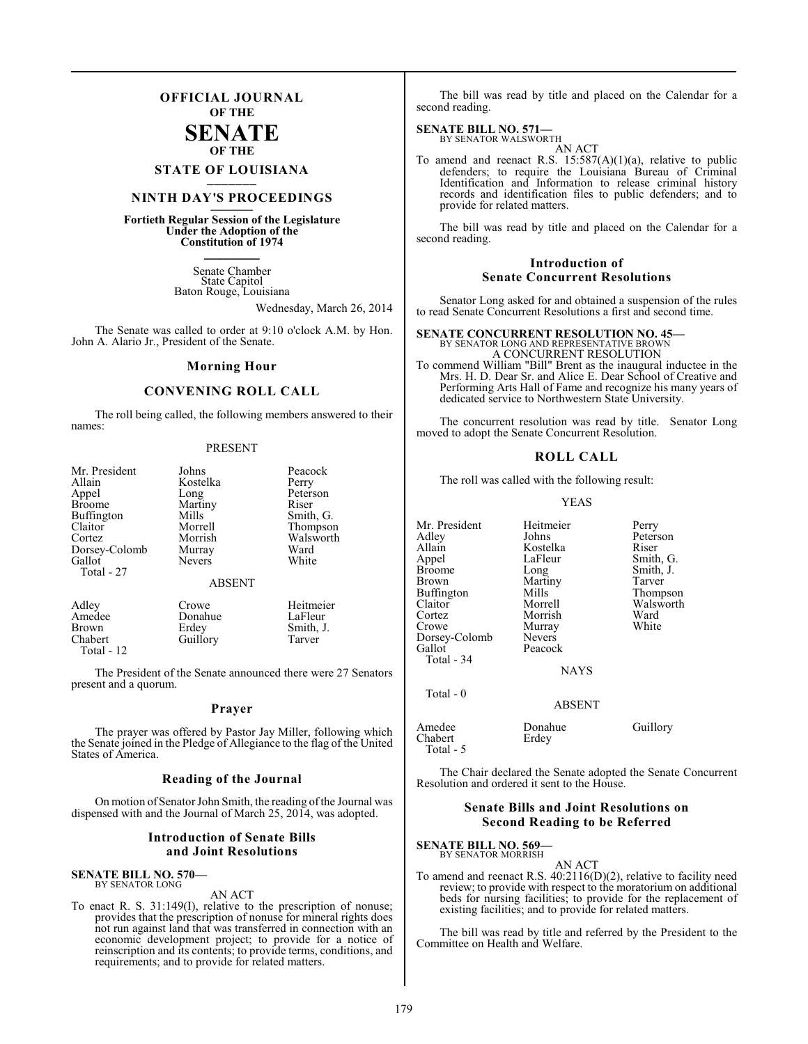# OFFICIAL JOURNAL OF THE SENATE OF THE STATE OF LOUISIANA

## NINTH DAY'S PROCEEDINGS

**Fortieth Regular Session of the Legislature Under the Adoption of the Constitution of 1974**

Senate Chamber
State Capitol
Baton Rouge, Louisiana

Wednesday, March 26, 2014

The Senate was called to order at 9:10 o'clock A.M. by Hon. John A. Alario Jr., President of the Senate.

## Morning Hour

## CONVENING ROLL CALL

The roll being called, the following members answered to their names:

PRESENT

| | | |
|---|---|---|
| Mr. President | Johns | Peacock |
| Allain | Kostelka | Perry |
| Appel | Long | Peterson |
| Broome | Martiny | Riser |
| Buffington | Mills | Smith, G. |
| Claitor | Morrell | Thompson |
| Cortez | Morrish | Walsworth |
| Dorsey-Colomb | Murray | Ward |
| Gallot | Nevers | White |
| Total - 27 | | |

ABSENT

| | | |
|---|---|---|
| Adley | Crowe | Heitmeier |
| Amedee | Donahue | LaFleur |
| Brown | Erdey | Smith, J. |
| Chabert | Guillory | Tarver |
| Total - 12 | | |

The President of the Senate announced there were 27 Senators present and a quorum.

## Prayer

The prayer was offered by Pastor Jay Miller, following which the Senate joined in the Pledge of Allegiance to the flag of the United States of America.

## Reading of the Journal

On motion of Senator John Smith, the reading of the Journal was dispensed with and the Journal of March 25, 2014, was adopted.

## Introduction of Senate Bills and Joint Resolutions

**SENATE BILL NO. 570—**
BY SENATOR LONG

AN ACT

To enact R. S. 31:149(I), relative to the prescription of nonuse; provides that the prescription of nonuse for mineral rights does not run against land that was transferred in connection with an economic development project; to provide for a notice of reinscription and its contents; to provide terms, conditions, and requirements; and to provide for related matters.

The bill was read by title and placed on the Calendar for a second reading.

**SENATE BILL NO. 571—**
BY SENATOR WALSWORTH

AN ACT

To amend and reenact R.S. 15:587(A)(1)(a), relative to public defenders; to require the Louisiana Bureau of Criminal Identification and Information to release criminal history records and identification files to public defenders; and to provide for related matters.

The bill was read by title and placed on the Calendar for a second reading.

## Introduction of Senate Concurrent Resolutions

Senator Long asked for and obtained a suspension of the rules to read Senate Concurrent Resolutions a first and second time.

**SENATE CONCURRENT RESOLUTION NO. 45—**
BY SENATOR LONG AND REPRESENTATIVE BROWN

A CONCURRENT RESOLUTION

To commend William "Bill" Brent as the inaugural inductee in the Mrs. H. D. Dear Sr. and Alice E. Dear School of Creative and Performing Arts Hall of Fame and recognize his many years of dedicated service to Northwestern State University.

The concurrent resolution was read by title. Senator Long moved to adopt the Senate Concurrent Resolution.

## ROLL CALL

The roll was called with the following result:

YEAS

| | | |
|---|---|---|
| Mr. President | Heitmeier | Perry |
| Adley | Johns | Peterson |
| Allain | Kostelka | Riser |
| Appel | LaFleur | Smith, G. |
| Broome | Long | Smith, J. |
| Brown | Martiny | Tarver |
| Buffington | Mills | Thompson |
| Claitor | Morrell | Walsworth |
| Cortez | Morrish | Ward |
| Crowe | Murray | White |
| Dorsey-Colomb | Nevers | |
| Gallot | Peacock | |
| Total - 34 | | |

NAYS

Total - 0

ABSENT

| | | |
|---|---|---|
| Amedee | Donahue | Guillory |
| Chabert | Erdey | |
| Total - 5 | | |

The Chair declared the Senate adopted the Senate Concurrent Resolution and ordered it sent to the House.

## Senate Bills and Joint Resolutions on Second Reading to be Referred

**SENATE BILL NO. 569—**
BY SENATOR MORRISH

AN ACT

To amend and reenact R.S. 40:2116(D)(2), relative to facility need review; to provide with respect to the moratorium on additional beds for nursing facilities; to provide for the replacement of existing facilities; and to provide for related matters.

The bill was read by title and referred by the President to the Committee on Health and Welfare.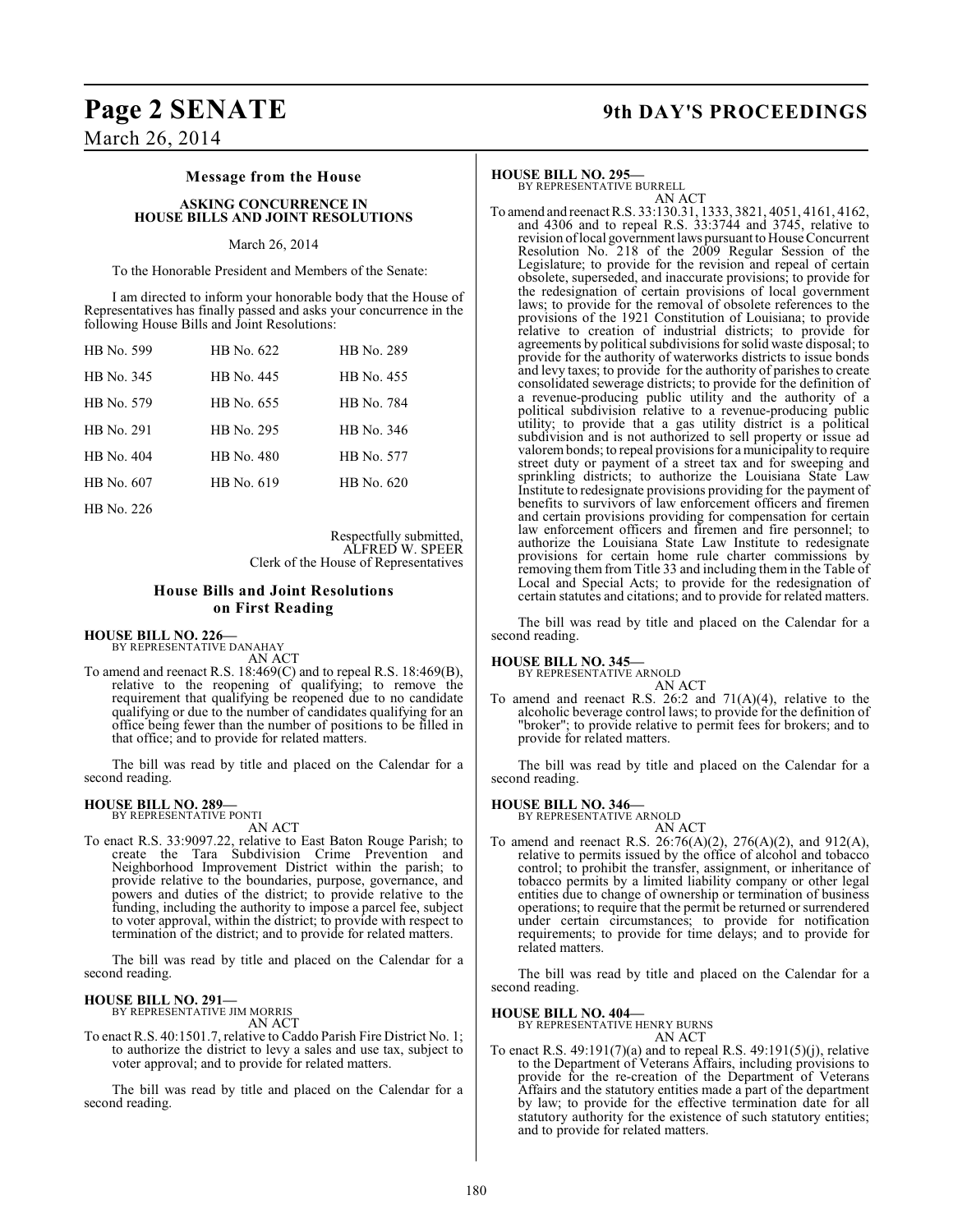## Message from the House

### ASKING CONCURRENCE IN HOUSE BILLS AND JOINT RESOLUTIONS

March 26, 2014

To the Honorable President and Members of the Senate:

I am directed to inform your honorable body that the House of Representatives has finally passed and asks your concurrence in the following House Bills and Joint Resolutions:

| | | |
|---|---|---|
| HB No. 599 | HB No. 622 | HB No. 289 |
| HB No. 345 | HB No. 445 | HB No. 455 |
| HB No. 579 | HB No. 655 | HB No. 784 |
| HB No. 291 | HB No. 295 | HB No. 346 |
| HB No. 404 | HB No. 480 | HB No. 577 |
| HB No. 607 | HB No. 619 | HB No. 620 |
| HB No. 226 | | |

Respectfully submitted,
ALFRED W. SPEER
Clerk of the House of Representatives

## House Bills and Joint Resolutions on First Reading

**HOUSE BILL NO. 226—**
BY REPRESENTATIVE DANAHAY
AN ACT

To amend and reenact R.S. 18:469(C) and to repeal R.S. 18:469(B), relative to the reopening of qualifying; to remove the requirement that qualifying be reopened due to no candidate qualifying or due to the number of candidates qualifying for an office being fewer than the number of positions to be filled in that office; and to provide for related matters.

The bill was read by title and placed on the Calendar for a second reading.

**HOUSE BILL NO. 289—**
BY REPRESENTATIVE PONTI
AN ACT

To enact R.S. 33:9097.22, relative to East Baton Rouge Parish; to create the Tara Subdivision Crime Prevention and Neighborhood Improvement District within the parish; to provide relative to the boundaries, purpose, governance, and powers and duties of the district; to provide relative to the funding, including the authority to impose a parcel fee, subject to voter approval, within the district; to provide with respect to termination of the district; and to provide for related matters.

The bill was read by title and placed on the Calendar for a second reading.

**HOUSE BILL NO. 291—**
BY REPRESENTATIVE JIM MORRIS
AN ACT

To enact R.S. 40:1501.7, relative to Caddo Parish Fire District No. 1; to authorize the district to levy a sales and use tax, subject to voter approval; and to provide for related matters.

The bill was read by title and placed on the Calendar for a second reading.

**HOUSE BILL NO. 295—**
BY REPRESENTATIVE BURRELL
AN ACT

To amend and reenact R.S. 33:130.31, 1333, 3821, 4051, 4161, 4162, and 4306 and to repeal R.S. 33:3744 and 3745, relative to revision of local government laws pursuant to House Concurrent Resolution No. 218 of the 2009 Regular Session of the Legislature; to provide for the revision and repeal of certain obsolete, superseded, and inaccurate provisions; to provide for the redesignation of certain provisions of local government laws; to provide for the removal of obsolete references to the provisions of the 1921 Constitution of Louisiana; to provide relative to creation of industrial districts; to provide for agreements by political subdivisions for solid waste disposal; to provide for the authority of waterworks districts to issue bonds and levy taxes; to provide for the authority of parishes to create consolidated sewerage districts; to provide for the definition of a revenue-producing public utility and the authority of a political subdivision relative to a revenue-producing public utility; to provide that a gas utility district is a political subdivision and is not authorized to sell property or issue ad valorem bonds; to repeal provisions for a municipality to require street duty or payment of a street tax and for sweeping and sprinkling districts; to authorize the Louisiana State Law Institute to redesignate provisions providing for the payment of benefits to survivors of law enforcement officers and firemen and certain provisions providing for compensation for certain law enforcement officers and firemen and fire personnel; to authorize the Louisiana State Law Institute to redesignate provisions for certain home rule charter commissions by removing them from Title 33 and including them in the Table of Local and Special Acts; to provide for the redesignation of certain statutes and citations; and to provide for related matters.

The bill was read by title and placed on the Calendar for a second reading.

**HOUSE BILL NO. 345—**
BY REPRESENTATIVE ARNOLD
AN ACT

To amend and reenact R.S. 26:2 and 71(A)(4), relative to the alcoholic beverage control laws; to provide for the definition of "broker"; to provide relative to permit fees for brokers; and to provide for related matters.

The bill was read by title and placed on the Calendar for a second reading.

**HOUSE BILL NO. 346—**
BY REPRESENTATIVE ARNOLD
AN ACT

To amend and reenact R.S. 26:76(A)(2), 276(A)(2), and 912(A), relative to permits issued by the office of alcohol and tobacco control; to prohibit the transfer, assignment, or inheritance of tobacco permits by a limited liability company or other legal entities due to change of ownership or termination of business operations; to require that the permit be returned or surrendered under certain circumstances; to provide for notification requirements; to provide for time delays; and to provide for related matters.

The bill was read by title and placed on the Calendar for a second reading.

**HOUSE BILL NO. 404—**
BY REPRESENTATIVE HENRY BURNS
AN ACT

To enact R.S. 49:191(7)(a) and to repeal R.S. 49:191(5)(j), relative to the Department of Veterans Affairs, including provisions to provide for the re-creation of the Department of Veterans Affairs and the statutory entities made a part of the department by law; to provide for the effective termination date for all statutory authority for the existence of such statutory entities; and to provide for related matters.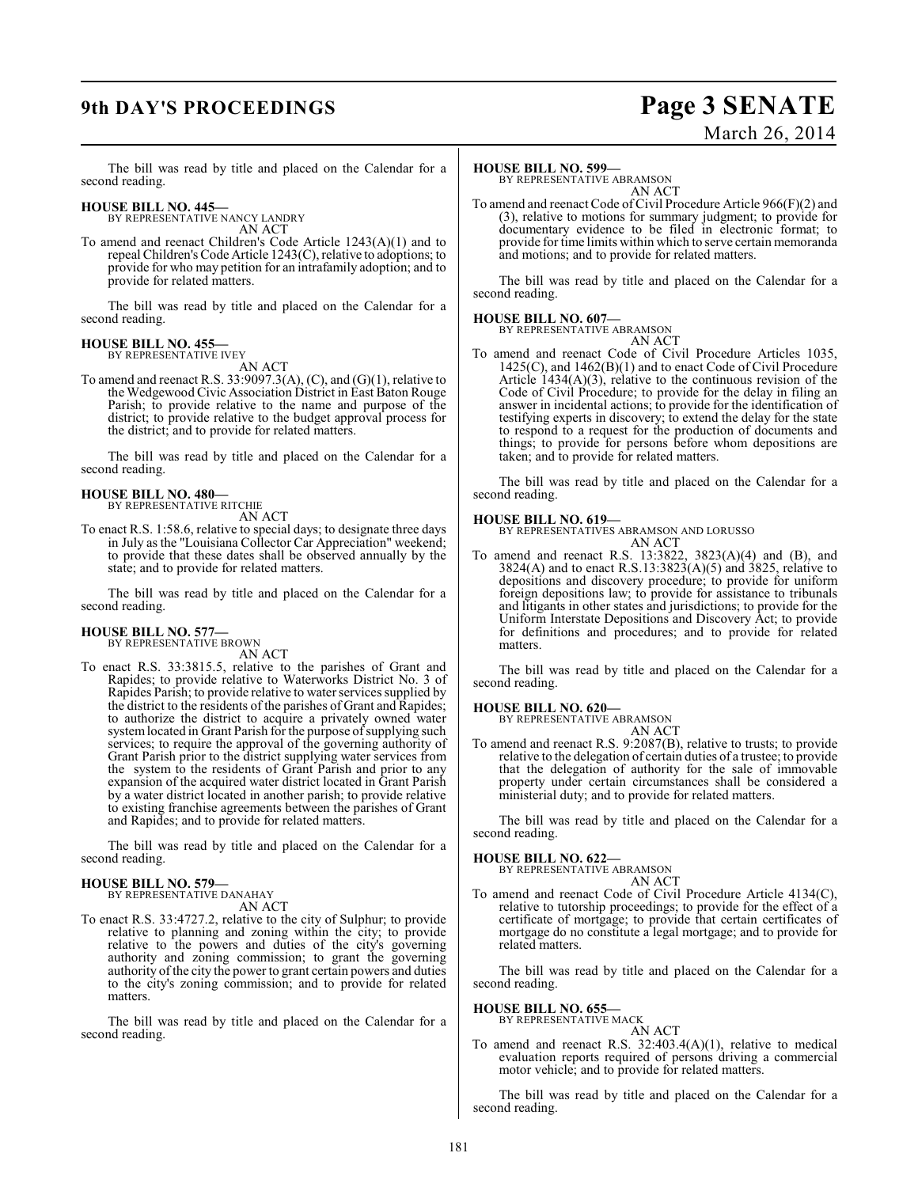The bill was read by title and placed on the Calendar for a second reading.

**HOUSE BILL NO. 445—**
BY REPRESENTATIVE NANCY LANDRY
AN ACT

To amend and reenact Children's Code Article 1243(A)(1) and to repeal Children's Code Article 1243(C), relative to adoptions; to provide for who may petition for an intrafamily adoption; and to provide for related matters.

The bill was read by title and placed on the Calendar for a second reading.

**HOUSE BILL NO. 455—**
BY REPRESENTATIVE IVEY
AN ACT

To amend and reenact R.S. 33:9097.3(A), (C), and (G)(1), relative to the Wedgewood Civic Association District in East Baton Rouge Parish; to provide relative to the name and purpose of the district; to provide relative to the budget approval process for the district; and to provide for related matters.

The bill was read by title and placed on the Calendar for a second reading.

**HOUSE BILL NO. 480—**
BY REPRESENTATIVE RITCHIE
AN ACT

To enact R.S. 1:58.6, relative to special days; to designate three days in July as the "Louisiana Collector Car Appreciation" weekend; to provide that these dates shall be observed annually by the state; and to provide for related matters.

The bill was read by title and placed on the Calendar for a second reading.

**HOUSE BILL NO. 577—**
BY REPRESENTATIVE BROWN
AN ACT

To enact R.S. 33:3815.5, relative to the parishes of Grant and Rapides; to provide relative to Waterworks District No. 3 of Rapides Parish; to provide relative to water services supplied by the district to the residents of the parishes of Grant and Rapides; to authorize the district to acquire a privately owned water system located in Grant Parish for the purpose of supplying such services; to require the approval of the governing authority of Grant Parish prior to the district supplying water services from the system to the residents of Grant Parish and prior to any expansion of the acquired water district located in Grant Parish by a water district located in another parish; to provide relative to existing franchise agreements between the parishes of Grant and Rapides; and to provide for related matters.

The bill was read by title and placed on the Calendar for a second reading.

**HOUSE BILL NO. 579—**
BY REPRESENTATIVE DANAHAY
AN ACT

To enact R.S. 33:4727.2, relative to the city of Sulphur; to provide relative to planning and zoning within the city; to provide relative to the powers and duties of the city's governing authority and zoning commission; to grant the governing authority of the city the power to grant certain powers and duties to the city's zoning commission; and to provide for related matters.

The bill was read by title and placed on the Calendar for a second reading.

**HOUSE BILL NO. 599—**
BY REPRESENTATIVE ABRAMSON
AN ACT

To amend and reenact Code of Civil Procedure Article 966(F)(2) and (3), relative to motions for summary judgment; to provide for documentary evidence to be filed in electronic format; to provide for time limits within which to serve certain memoranda and motions; and to provide for related matters.

The bill was read by title and placed on the Calendar for a second reading.

**HOUSE BILL NO. 607—**
BY REPRESENTATIVE ABRAMSON
AN ACT

To amend and reenact Code of Civil Procedure Articles 1035, 1425(C), and 1462(B)(1) and to enact Code of Civil Procedure Article 1434(A)(3), relative to the continuous revision of the Code of Civil Procedure; to provide for the delay in filing an answer in incidental actions; to provide for the identification of testifying experts in discovery; to extend the delay for the state to respond to a request for the production of documents and things; to provide for persons before whom depositions are taken; and to provide for related matters.

The bill was read by title and placed on the Calendar for a second reading.

**HOUSE BILL NO. 619—**
BY REPRESENTATIVES ABRAMSON AND LORUSSO
AN ACT

To amend and reenact R.S. 13:3822, 3823(A)(4) and (B), and 3824(A) and to enact R.S.13:3823(A)(5) and 3825, relative to depositions and discovery procedure; to provide for uniform foreign depositions law; to provide for assistance to tribunals and litigants in other states and jurisdictions; to provide for the Uniform Interstate Depositions and Discovery Act; to provide for definitions and procedures; and to provide for related matters.

The bill was read by title and placed on the Calendar for a second reading.

**HOUSE BILL NO. 620—**
BY REPRESENTATIVE ABRAMSON
AN ACT

To amend and reenact R.S. 9:2087(B), relative to trusts; to provide relative to the delegation of certain duties of a trustee; to provide that the delegation of authority for the sale of immovable property under certain circumstances shall be considered a ministerial duty; and to provide for related matters.

The bill was read by title and placed on the Calendar for a second reading.

**HOUSE BILL NO. 622—**
BY REPRESENTATIVE ABRAMSON
AN ACT

To amend and reenact Code of Civil Procedure Article 4134(C), relative to tutorship proceedings; to provide for the effect of a certificate of mortgage; to provide that certain certificates of mortgage do no constitute a legal mortgage; and to provide for related matters.

The bill was read by title and placed on the Calendar for a second reading.

**HOUSE BILL NO. 655—**
BY REPRESENTATIVE MACK
AN ACT

To amend and reenact R.S. 32:403.4(A)(1), relative to medical evaluation reports required of persons driving a commercial motor vehicle; and to provide for related matters.

The bill was read by title and placed on the Calendar for a second reading.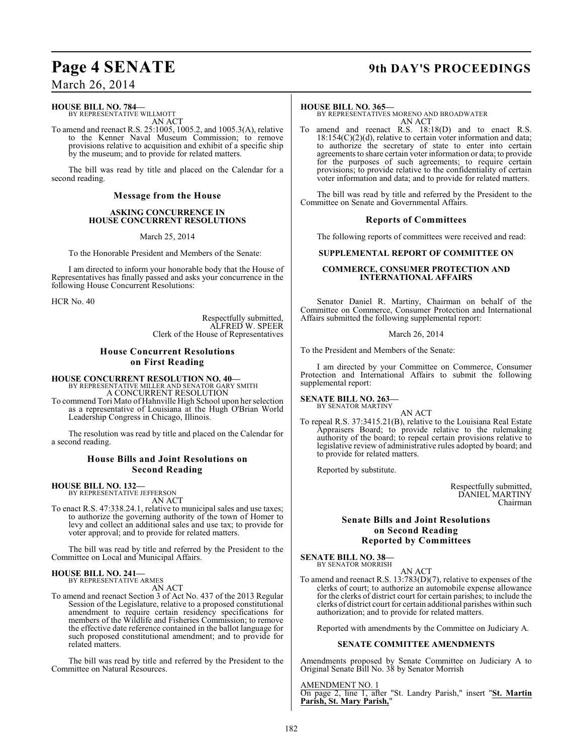**HOUSE BILL NO. 784—**
BY REPRESENTATIVE WILLMOTT
AN ACT

To amend and reenact R.S. 25:1005, 1005.2, and 1005.3(A), relative to the Kenner Naval Museum Commission; to remove provisions relative to acquisition and exhibit of a specific ship by the museum; and to provide for related matters.

The bill was read by title and placed on the Calendar for a second reading.

### Message from the House

**ASKING CONCURRENCE IN HOUSE CONCURRENT RESOLUTIONS**

March 25, 2014

To the Honorable President and Members of the Senate:

I am directed to inform your honorable body that the House of Representatives has finally passed and asks your concurrence in the following House Concurrent Resolutions:

HCR No. 40

Respectfully submitted,
ALFRED W. SPEER
Clerk of the House of Representatives

### House Concurrent Resolutions on First Reading

**HOUSE CONCURRENT RESOLUTION NO. 40—**
BY REPRESENTATIVE MILLER AND SENATOR GARY SMITH
A CONCURRENT RESOLUTION

To commend Tori Mato of Hahnville High School upon her selection as a representative of Louisiana at the Hugh O'Brian World Leadership Congress in Chicago, Illinois.

The resolution was read by title and placed on the Calendar for a second reading.

### House Bills and Joint Resolutions on Second Reading

**HOUSE BILL NO. 132—**
BY REPRESENTATIVE JEFFERSON
AN ACT

To enact R.S. 47:338.24.1, relative to municipal sales and use taxes; to authorize the governing authority of the town of Homer to levy and collect an additional sales and use tax; to provide for voter approval; and to provide for related matters.

The bill was read by title and referred by the President to the Committee on Local and Municipal Affairs.

**HOUSE BILL NO. 241—**
BY REPRESENTATIVE ARMES
AN ACT

To amend and reenact Section 3 of Act No. 437 of the 2013 Regular Session of the Legislature, relative to a proposed constitutional amendment to require certain residency specifications for members of the Wildlife and Fisheries Commission; to remove the effective date reference contained in the ballot language for such proposed constitutional amendment; and to provide for related matters.

The bill was read by title and referred by the President to the Committee on Natural Resources.

**HOUSE BILL NO. 365—**
BY REPRESENTATIVES MORENO AND BROADWATER
AN ACT

To amend and reenact R.S. 18:18(D) and to enact R.S. 18:154(C)(2)(d), relative to certain voter information and data; to authorize the secretary of state to enter into certain agreements to share certain voter information or data; to provide for the purposes of such agreements; to require certain provisions; to provide relative to the confidentiality of certain voter information and data; and to provide for related matters.

The bill was read by title and referred by the President to the Committee on Senate and Governmental Affairs.

### Reports of Committees

The following reports of committees were received and read:

**SUPPLEMENTAL REPORT OF COMMITTEE ON**

**COMMERCE, CONSUMER PROTECTION AND INTERNATIONAL AFFAIRS**

Senator Daniel R. Martiny, Chairman on behalf of the Committee on Commerce, Consumer Protection and International Affairs submitted the following supplemental report:

March 26, 2014

To the President and Members of the Senate:

I am directed by your Committee on Commerce, Consumer Protection and International Affairs to submit the following supplemental report:

**SENATE BILL NO. 263—**
BY SENATOR MARTINY
AN ACT

To repeal R.S. 37:3415.21(B), relative to the Louisiana Real Estate Appraisers Board; to provide relative to the rulemaking authority of the board; to repeal certain provisions relative to legislative review of administrative rules adopted by board; and to provide for related matters.

Reported by substitute.

Respectfully submitted,
DANIEL MARTINY
Chairman

### Senate Bills and Joint Resolutions on Second Reading Reported by Committees

**SENATE BILL NO. 38—**
BY SENATOR MORRISH
AN ACT

To amend and reenact R.S. 13:783(D)(7), relative to expenses of the clerks of court; to authorize an automobile expense allowance for the clerks of district court for certain parishes; to include the clerks of district court for certain additional parishes within such authorization; and to provide for related matters.

Reported with amendments by the Committee on Judiciary A.

**SENATE COMMITTEE AMENDMENTS**

Amendments proposed by Senate Committee on Judiciary A to Original Senate Bill No. 38 by Senator Morrish

AMENDMENT NO. 1
On page 2, line 1, after "St. Landry Parish," insert "**St. Martin Parish, St. Mary Parish,**"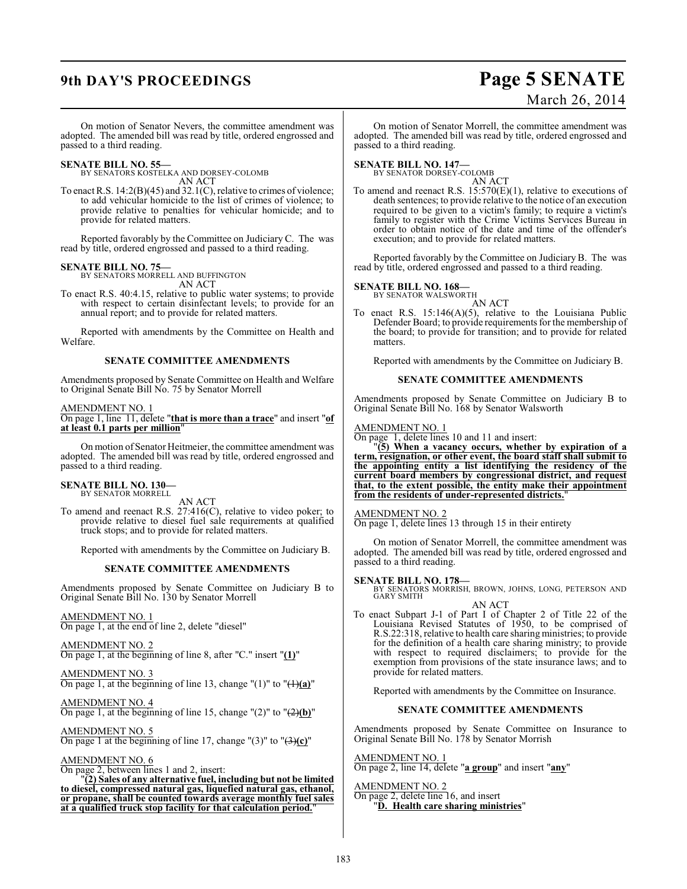On motion of Senator Nevers, the committee amendment was adopted. The amended bill was read by title, ordered engrossed and passed to a third reading.

**SENATE BILL NO. 55—**
BY SENATORS KOSTELKA AND DORSEY-COLOMB
AN ACT

To enact R.S. 14:2(B)(45) and 32.1(C), relative to crimes of violence; to add vehicular homicide to the list of crimes of violence; to provide relative to penalties for vehicular homicide; and to provide for related matters.

Reported favorably by the Committee on Judiciary C. The was read by title, ordered engrossed and passed to a third reading.

**SENATE BILL NO. 75—**
BY SENATORS MORRELL AND BUFFINGTON
AN ACT

To enact R.S. 40:4.15, relative to public water systems; to provide with respect to certain disinfectant levels; to provide for an annual report; and to provide for related matters.

Reported with amendments by the Committee on Health and Welfare.

**SENATE COMMITTEE AMENDMENTS**

Amendments proposed by Senate Committee on Health and Welfare to Original Senate Bill No. 75 by Senator Morrell

AMENDMENT NO. 1
On page 1, line 11, delete "**that is more than a trace**" and insert "**of at least 0.1 parts per million**"

On motion of Senator Heitmeier, the committee amendment was adopted. The amended bill was read by title, ordered engrossed and passed to a third reading.

**SENATE BILL NO. 130—**
BY SENATOR MORRELL
AN ACT

To amend and reenact R.S. 27:416(C), relative to video poker; to provide relative to diesel fuel sale requirements at qualified truck stops; and to provide for related matters.

Reported with amendments by the Committee on Judiciary B.

**SENATE COMMITTEE AMENDMENTS**

Amendments proposed by Senate Committee on Judiciary B to Original Senate Bill No. 130 by Senator Morrell

AMENDMENT NO. 1
On page 1, at the end of line 2, delete "diesel"

AMENDMENT NO. 2
On page 1, at the beginning of line 8, after "C." insert "**(1)**"

AMENDMENT NO. 3
On page 1, at the beginning of line 13, change "(1)" to "~~(1)~~**(a)**"

AMENDMENT NO. 4
On page 1, at the beginning of line 15, change "(2)" to "~~(2)~~**(b)**"

AMENDMENT NO. 5
On page 1 at the beginning of line 17, change "(3)" to "~~(3)~~**(c)**"

AMENDMENT NO. 6
On page 2, between lines 1 and 2, insert:
"**(2) Sales of any alternative fuel, including but not be limited to diesel, compressed natural gas, liquefied natural gas, ethanol, or propane, shall be counted towards average monthly fuel sales at a qualified truck stop facility for that calculation period.**"

On motion of Senator Morrell, the committee amendment was adopted. The amended bill was read by title, ordered engrossed and passed to a third reading.

**SENATE BILL NO. 147—**
BY SENATOR DORSEY-COLOMB
AN ACT

To amend and reenact R.S. 15:570(E)(1), relative to executions of death sentences; to provide relative to the notice of an execution required to be given to a victim's family; to require a victim's family to register with the Crime Victims Services Bureau in order to obtain notice of the date and time of the offender's execution; and to provide for related matters.

Reported favorably by the Committee on Judiciary B. The was read by title, ordered engrossed and passed to a third reading.

**SENATE BILL NO. 168—**
BY SENATOR WALSWORTH
AN ACT

To enact R.S. 15:146(A)(5), relative to the Louisiana Public Defender Board; to provide requirements for the membership of the board; to provide for transition; and to provide for related matters.

Reported with amendments by the Committee on Judiciary B.

**SENATE COMMITTEE AMENDMENTS**

Amendments proposed by Senate Committee on Judiciary B to Original Senate Bill No. 168 by Senator Walsworth

AMENDMENT NO. 1
On page 1, delete lines 10 and 11 and insert:
"**(5) When a vacancy occurs, whether by expiration of a term, resignation, or other event, the board staff shall submit to the appointing entity a list identifying the residency of the current board members by congressional district, and request that, to the extent possible, the entity make their appointment from the residents of under-represented districts.**"

AMENDMENT NO. 2
On page 1, delete lines 13 through 15 in their entirety

On motion of Senator Morrell, the committee amendment was adopted. The amended bill was read by title, ordered engrossed and passed to a third reading.

**SENATE BILL NO. 178—**
BY SENATORS MORRISH, BROWN, JOHNS, LONG, PETERSON AND GARY SMITH
AN ACT

To enact Subpart J-1 of Part I of Chapter 2 of Title 22 of the Louisiana Revised Statutes of 1950, to be comprised of R.S.22:318, relative to health care sharing ministries; to provide for the definition of a health care sharing ministry; to provide with respect to required disclaimers; to provide for the exemption from provisions of the state insurance laws; and to provide for related matters.

Reported with amendments by the Committee on Insurance.

**SENATE COMMITTEE AMENDMENTS**

Amendments proposed by Senate Committee on Insurance to Original Senate Bill No. 178 by Senator Morrish

AMENDMENT NO. 1
On page 2, line 14, delete "**a group**" and insert "**any**"

AMENDMENT NO. 2
On page 2, delete line 16, and insert
"**D. Health care sharing ministries**"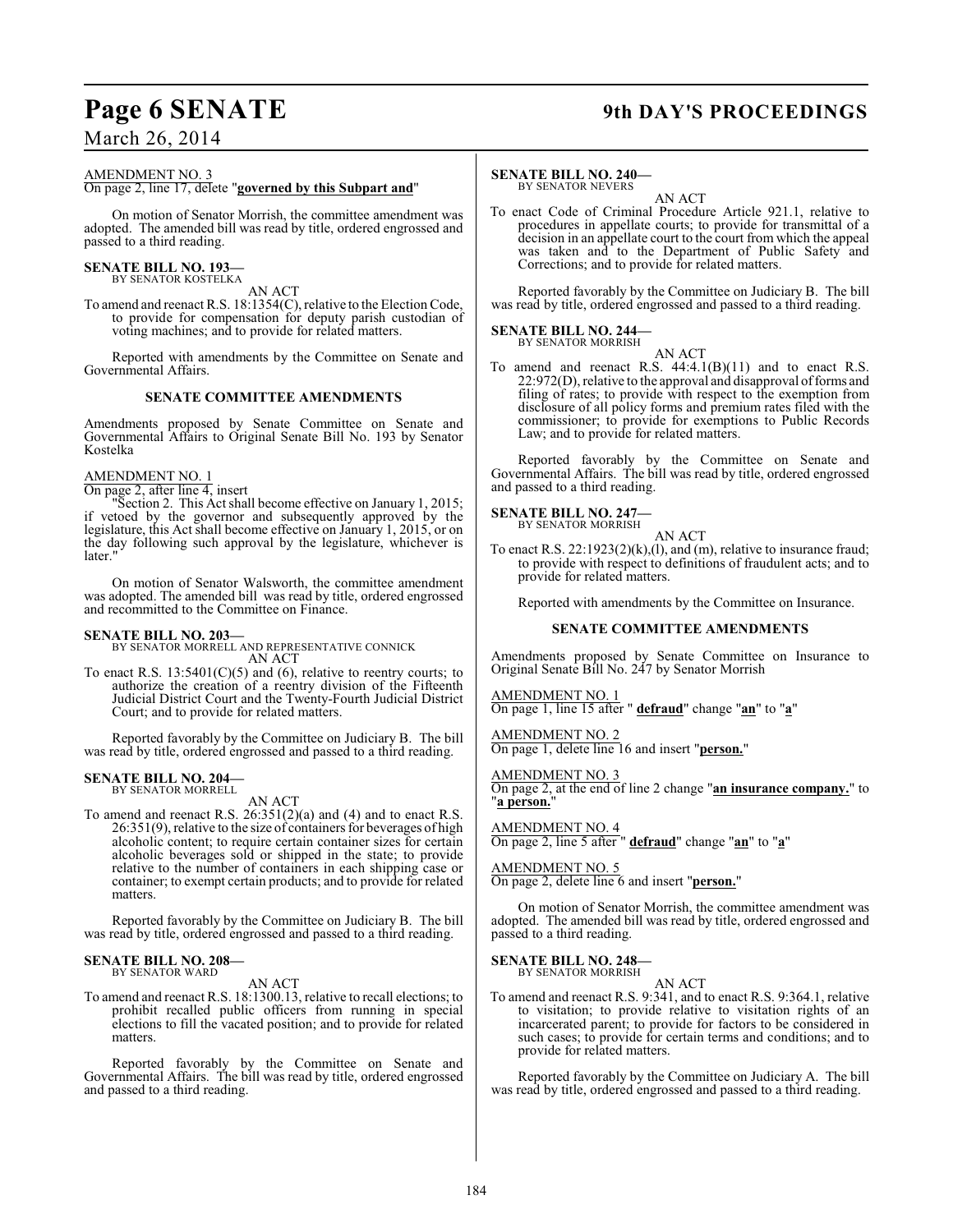AMENDMENT NO. 3
On page 2, line 17, delete "**governed by this Subpart and**"

On motion of Senator Morrish, the committee amendment was adopted. The amended bill was read by title, ordered engrossed and passed to a third reading.

**SENATE BILL NO. 193—**
BY SENATOR KOSTELKA

AN ACT

To amend and reenact R.S. 18:1354(C), relative to the Election Code, to provide for compensation for deputy parish custodian of voting machines; and to provide for related matters.

Reported with amendments by the Committee on Senate and Governmental Affairs.

**SENATE COMMITTEE AMENDMENTS**

Amendments proposed by Senate Committee on Senate and Governmental Affairs to Original Senate Bill No. 193 by Senator Kostelka

AMENDMENT NO. 1
On page 2, after line 4, insert

"Section 2. This Act shall become effective on January 1, 2015; if vetoed by the governor and subsequently approved by the legislature, this Act shall become effective on January 1, 2015, or on the day following such approval by the legislature, whichever is later."

On motion of Senator Walsworth, the committee amendment was adopted. The amended bill was read by title, ordered engrossed and recommitted to the Committee on Finance.

**SENATE BILL NO. 203—**
BY SENATOR MORRELL AND REPRESENTATIVE CONNICK

AN ACT

To enact R.S. 13:5401(C)(5) and (6), relative to reentry courts; to authorize the creation of a reentry division of the Fifteenth Judicial District Court and the Twenty-Fourth Judicial District Court; and to provide for related matters.

Reported favorably by the Committee on Judiciary B. The bill was read by title, ordered engrossed and passed to a third reading.

**SENATE BILL NO. 204—**
BY SENATOR MORRELL

AN ACT

To amend and reenact R.S. 26:351(2)(a) and (4) and to enact R.S. 26:351(9), relative to the size of containers for beverages of high alcoholic content; to require certain container sizes for certain alcoholic beverages sold or shipped in the state; to provide relative to the number of containers in each shipping case or container; to exempt certain products; and to provide for related matters.

Reported favorably by the Committee on Judiciary B. The bill was read by title, ordered engrossed and passed to a third reading.

**SENATE BILL NO. 208—**
BY SENATOR WARD

AN ACT

To amend and reenact R.S. 18:1300.13, relative to recall elections; to prohibit recalled public officers from running in special elections to fill the vacated position; and to provide for related matters.

Reported favorably by the Committee on Senate and Governmental Affairs. The bill was read by title, ordered engrossed and passed to a third reading.

**SENATE BILL NO. 240—**
BY SENATOR NEVERS

AN ACT

To enact Code of Criminal Procedure Article 921.1, relative to procedures in appellate courts; to provide for transmittal of a decision in an appellate court to the court from which the appeal was taken and to the Department of Public Safety and Corrections; and to provide for related matters.

Reported favorably by the Committee on Judiciary B. The bill was read by title, ordered engrossed and passed to a third reading.

**SENATE BILL NO. 244—**
BY SENATOR MORRISH

AN ACT

To amend and reenact R.S. 44:4.1(B)(11) and to enact R.S. 22:972(D), relative to the approval and disapproval of forms and filing of rates; to provide with respect to the exemption from disclosure of all policy forms and premium rates filed with the commissioner; to provide for exemptions to Public Records Law; and to provide for related matters.

Reported favorably by the Committee on Senate and Governmental Affairs. The bill was read by title, ordered engrossed and passed to a third reading.

**SENATE BILL NO. 247—**
BY SENATOR MORRISH

AN ACT

To enact R.S. 22:1923(2)(k),(l), and (m), relative to insurance fraud; to provide with respect to definitions of fraudulent acts; and to provide for related matters.

Reported with amendments by the Committee on Insurance.

**SENATE COMMITTEE AMENDMENTS**

Amendments proposed by Senate Committee on Insurance to Original Senate Bill No. 247 by Senator Morrish

AMENDMENT NO. 1
On page 1, line 15 after " **defraud**" change "**an**" to "**a**"

AMENDMENT NO. 2
On page 1, delete line 16 and insert "**person.**"

AMENDMENT NO. 3
On page 2, at the end of line 2 change "**an insurance company.**" to "**a person.**"

AMENDMENT NO. 4
On page 2, line 5 after " **defraud**" change "**an**" to "**a**"

AMENDMENT NO. 5
On page 2, delete line 6 and insert "**person.**"

On motion of Senator Morrish, the committee amendment was adopted. The amended bill was read by title, ordered engrossed and passed to a third reading.

**SENATE BILL NO. 248—**
BY SENATOR MORRISH

AN ACT

To amend and reenact R.S. 9:341, and to enact R.S. 9:364.1, relative to visitation; to provide relative to visitation rights of an incarcerated parent; to provide for factors to be considered in such cases; to provide for certain terms and conditions; and to provide for related matters.

Reported favorably by the Committee on Judiciary A. The bill was read by title, ordered engrossed and passed to a third reading.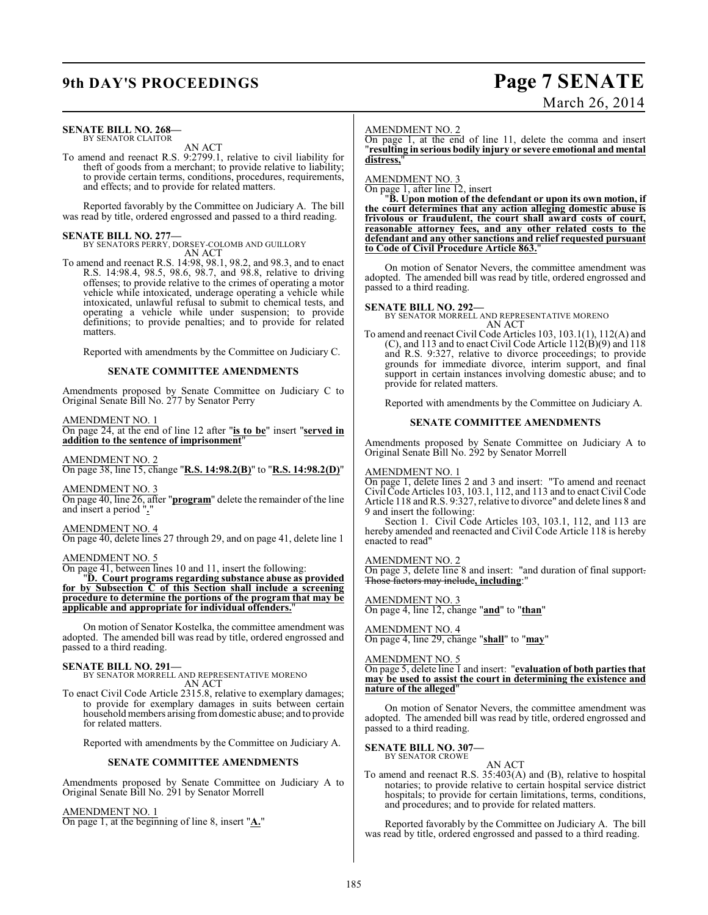**SENATE BILL NO. 268—**
BY SENATOR CLAITOR

AN ACT

To amend and reenact R.S. 9:2799.1, relative to civil liability for theft of goods from a merchant; to provide relative to liability; to provide certain terms, conditions, procedures, requirements, and effects; and to provide for related matters.

Reported favorably by the Committee on Judiciary A. The bill was read by title, ordered engrossed and passed to a third reading.

**SENATE BILL NO. 277—**
BY SENATORS PERRY, DORSEY-COLOMB AND GUILLORY

AN ACT

To amend and reenact R.S. 14:98, 98.1, 98.2, and 98.3, and to enact R.S. 14:98.4, 98.5, 98.6, 98.7, and 98.8, relative to driving offenses; to provide relative to the crimes of operating a motor vehicle while intoxicated, underage operating a vehicle while intoxicated, unlawful refusal to submit to chemical tests, and operating a vehicle while under suspension; to provide definitions; to provide penalties; and to provide for related matters.

Reported with amendments by the Committee on Judiciary C.

**SENATE COMMITTEE AMENDMENTS**

Amendments proposed by Senate Committee on Judiciary C to Original Senate Bill No. 277 by Senator Perry

AMENDMENT NO. 1
On page 24, at the end of line 12 after "**is to be**" insert "**served in addition to the sentence of imprisonment**"

AMENDMENT NO. 2
On page 38, line 15, change "**R.S. 14:98.2(B)**" to "**R.S. 14:98.2(D)**"

AMENDMENT NO. 3
On page 40, line 26, after "**program**" delete the remainder of the line and insert a period "**.**"

AMENDMENT NO. 4
On page 40, delete lines 27 through 29, and on page 41, delete line 1

AMENDMENT NO. 5
On page 41, between lines 10 and 11, insert the following:
"**D. Court programs regarding substance abuse as provided for by Subsection C of this Section shall include a screening procedure to determine the portions of the program that may be applicable and appropriate for individual offenders.**"

On motion of Senator Kostelka, the committee amendment was adopted. The amended bill was read by title, ordered engrossed and passed to a third reading.

**SENATE BILL NO. 291—**
BY SENATOR MORRELL AND REPRESENTATIVE MORENO

AN ACT

To enact Civil Code Article 2315.8, relative to exemplary damages; to provide for exemplary damages in suits between certain household members arising from domestic abuse; and to provide for related matters.

Reported with amendments by the Committee on Judiciary A.

**SENATE COMMITTEE AMENDMENTS**

Amendments proposed by Senate Committee on Judiciary A to Original Senate Bill No. 291 by Senator Morrell

AMENDMENT NO. 1
On page 1, at the beginning of line 8, insert "**A.**"

AMENDMENT NO. 2
On page 1, at the end of line 11, delete the comma and insert "**resulting in serious bodily injury or severe emotional and mental distress,**"

AMENDMENT NO. 3
On page 1, after line 12, insert
"**B. Upon motion of the defendant or upon its own motion, if the court determines that any action alleging domestic abuse is frivolous or fraudulent, the court shall award costs of court, reasonable attorney fees, and any other related costs to the defendant and any other sanctions and relief requested pursuant to Code of Civil Procedure Article 863.**"

On motion of Senator Nevers, the committee amendment was adopted. The amended bill was read by title, ordered engrossed and passed to a third reading.

**SENATE BILL NO. 292—**
BY SENATOR MORRELL AND REPRESENTATIVE MORENO

AN ACT

To amend and reenact Civil Code Articles 103, 103.1(1), 112(A) and (C), and 113 and to enact Civil Code Article 112(B)(9) and 118 and R.S. 9:327, relative to divorce proceedings; to provide grounds for immediate divorce, interim support, and final support in certain instances involving domestic abuse; and to provide for related matters.

Reported with amendments by the Committee on Judiciary A.

**SENATE COMMITTEE AMENDMENTS**

Amendments proposed by Senate Committee on Judiciary A to Original Senate Bill No. 292 by Senator Morrell

AMENDMENT NO. 1
On page 1, delete lines 2 and 3 and insert: "To amend and reenact Civil Code Articles 103, 103.1, 112, and 113 and to enact Civil Code Article 118 and R.S. 9:327, relative to divorce" and delete lines 8 and 9 and insert the following:
Section 1. Civil Code Articles 103, 103.1, 112, and 113 are hereby amended and reenacted and Civil Code Article 118 is hereby enacted to read"

AMENDMENT NO. 2
On page 3, delete line 8 and insert: "and duration of final support~~. Those factors may include~~**, including**:"

AMENDMENT NO. 3
On page 4, line 12, change "**and**" to "**than**"

AMENDMENT NO. 4
On page 4, line 29, change "**shall**" to "**may**"

AMENDMENT NO. 5
On page 5, delete line 1 and insert: "**evaluation of both parties that may be used to assist the court in determining the existence and nature of the alleged**"

On motion of Senator Nevers, the committee amendment was adopted. The amended bill was read by title, ordered engrossed and passed to a third reading.

**SENATE BILL NO. 307—**
BY SENATOR CROWE

AN ACT

To amend and reenact R.S. 35:403(A) and (B), relative to hospital notaries; to provide relative to certain hospital service district hospitals; to provide for certain limitations, terms, conditions, and procedures; and to provide for related matters.

Reported favorably by the Committee on Judiciary A. The bill was read by title, ordered engrossed and passed to a third reading.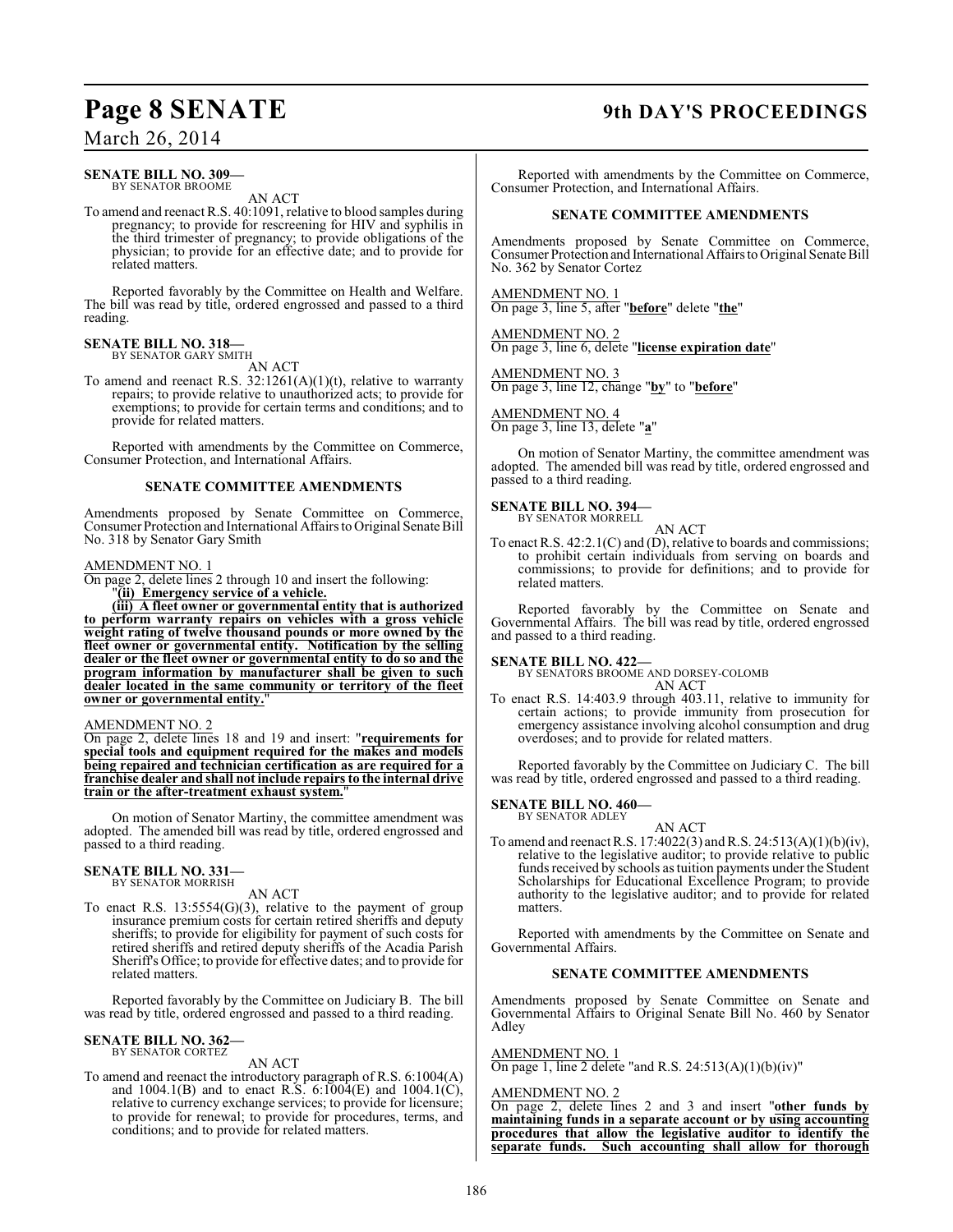**SENATE BILL NO. 309—**
BY SENATOR BROOME

AN ACT

To amend and reenact R.S. 40:1091, relative to blood samples during pregnancy; to provide for rescreening for HIV and syphilis in the third trimester of pregnancy; to provide obligations of the physician; to provide for an effective date; and to provide for related matters.

Reported favorably by the Committee on Health and Welfare. The bill was read by title, ordered engrossed and passed to a third reading.

**SENATE BILL NO. 318—**
BY SENATOR GARY SMITH

AN ACT

To amend and reenact R.S. 32:1261(A)(1)(t), relative to warranty repairs; to provide relative to unauthorized acts; to provide for exemptions; to provide for certain terms and conditions; and to provide for related matters.

Reported with amendments by the Committee on Commerce, Consumer Protection, and International Affairs.

**SENATE COMMITTEE AMENDMENTS**

Amendments proposed by Senate Committee on Commerce, Consumer Protection and International Affairs to Original Senate Bill No. 318 by Senator Gary Smith

AMENDMENT NO. 1

On page 2, delete lines 2 through 10 and insert the following:

"**(ii) Emergency service of a vehicle.**

**(iii) A fleet owner or governmental entity that is authorized to perform warranty repairs on vehicles with a gross vehicle weight rating of twelve thousand pounds or more owned by the fleet owner or governmental entity. Notification by the selling dealer or the fleet owner or governmental entity to do so and the program information by manufacturer shall be given to such dealer located in the same community or territory of the fleet owner or governmental entity.**"

AMENDMENT NO. 2

On page 2, delete lines 18 and 19 and insert: "**requirements for special tools and equipment required for the makes and models being repaired and technician certification as are required for a franchise dealer and shall not include repairs to the internal drive train or the after-treatment exhaust system.**"

On motion of Senator Martiny, the committee amendment was adopted. The amended bill was read by title, ordered engrossed and passed to a third reading.

**SENATE BILL NO. 331—**
BY SENATOR MORRISH

AN ACT

To enact R.S. 13:5554(G)(3), relative to the payment of group insurance premium costs for certain retired sheriffs and deputy sheriffs; to provide for eligibility for payment of such costs for retired sheriffs and retired deputy sheriffs of the Acadia Parish Sheriff's Office; to provide for effective dates; and to provide for related matters.

Reported favorably by the Committee on Judiciary B. The bill was read by title, ordered engrossed and passed to a third reading.

**SENATE BILL NO. 362—**
BY SENATOR CORTEZ

AN ACT

To amend and reenact the introductory paragraph of R.S. 6:1004(A) and 1004.1(B) and to enact R.S. 6:1004(E) and 1004.1(C), relative to currency exchange services; to provide for licensure; to provide for renewal; to provide for procedures, terms, and conditions; and to provide for related matters.

Reported with amendments by the Committee on Commerce, Consumer Protection, and International Affairs.

**SENATE COMMITTEE AMENDMENTS**

Amendments proposed by Senate Committee on Commerce, Consumer Protection and International Affairs to Original Senate Bill No. 362 by Senator Cortez

AMENDMENT NO. 1

On page 3, line 5, after "**before**" delete "**the**"

AMENDMENT NO. 2

On page 3, line 6, delete "**license expiration date**"

AMENDMENT NO. 3

On page 3, line 12, change "**by**" to "**before**"

AMENDMENT NO. 4

On page 3, line 13, delete "**a**"

On motion of Senator Martiny, the committee amendment was adopted. The amended bill was read by title, ordered engrossed and passed to a third reading.

**SENATE BILL NO. 394—**
BY SENATOR MORRELL

AN ACT

To enact R.S. 42:2.1(C) and (D), relative to boards and commissions; to prohibit certain individuals from serving on boards and commissions; to provide for definitions; and to provide for related matters.

Reported favorably by the Committee on Senate and Governmental Affairs. The bill was read by title, ordered engrossed and passed to a third reading.

**SENATE BILL NO. 422—**
BY SENATORS BROOME AND DORSEY-COLOMB

AN ACT

To enact R.S. 14:403.9 through 403.11, relative to immunity for certain actions; to provide immunity from prosecution for emergency assistance involving alcohol consumption and drug overdoses; and to provide for related matters.

Reported favorably by the Committee on Judiciary C. The bill was read by title, ordered engrossed and passed to a third reading.

**SENATE BILL NO. 460—**
BY SENATOR ADLEY

AN ACT

To amend and reenact R.S. 17:4022(3) and R.S. 24:513(A)(1)(b)(iv), relative to the legislative auditor; to provide relative to public funds received by schools as tuition payments under the Student Scholarships for Educational Excellence Program; to provide authority to the legislative auditor; and to provide for related matters.

Reported with amendments by the Committee on Senate and Governmental Affairs.

**SENATE COMMITTEE AMENDMENTS**

Amendments proposed by Senate Committee on Senate and Governmental Affairs to Original Senate Bill No. 460 by Senator Adley

AMENDMENT NO. 1

On page 1, line 2 delete "and R.S. 24:513(A)(1)(b)(iv)"

AMENDMENT NO. 2

On page 2, delete lines 2 and 3 and insert "**other funds by maintaining funds in a separate account or by using accounting procedures that allow the legislative auditor to identify the separate funds. Such accounting shall allow for thorough**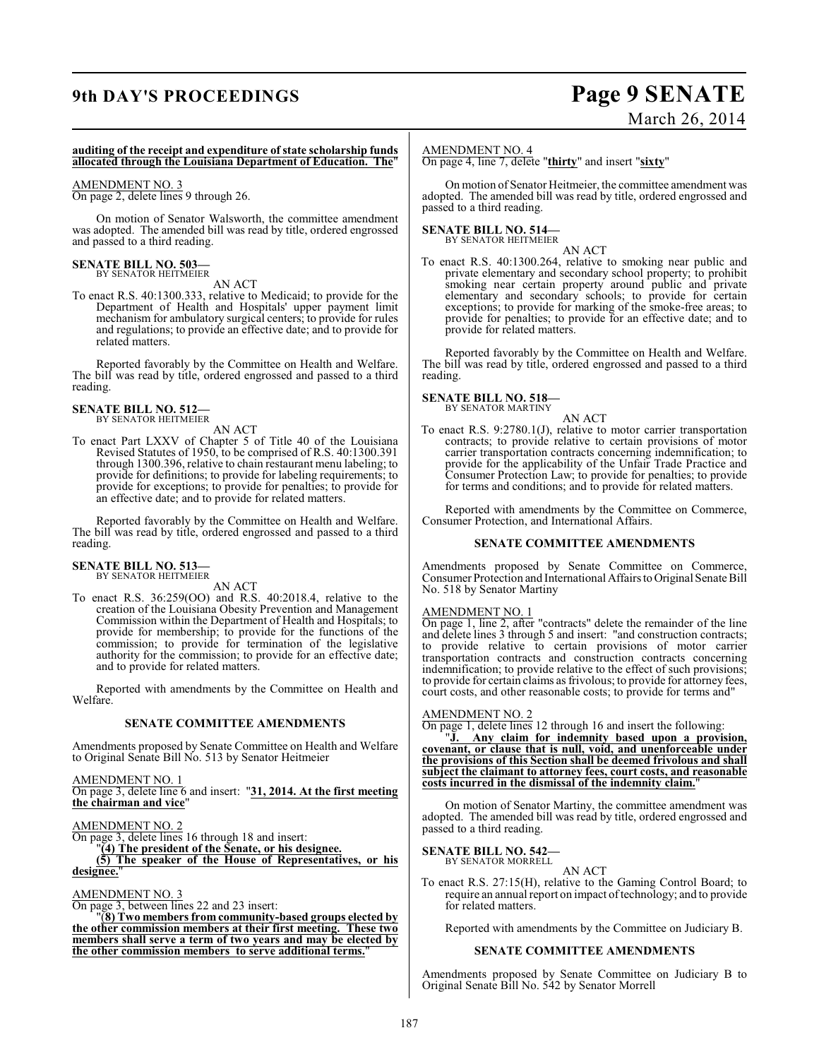**auditing of the receipt and expenditure of state scholarship funds allocated through the Louisiana Department of Education. The**"

AMENDMENT NO. 3
On page 2, delete lines 9 through 26.

On motion of Senator Walsworth, the committee amendment was adopted. The amended bill was read by title, ordered engrossed and passed to a third reading.

**SENATE BILL NO. 503—**
BY SENATOR HEITMEIER

AN ACT

To enact R.S. 40:1300.333, relative to Medicaid; to provide for the Department of Health and Hospitals' upper payment limit mechanism for ambulatory surgical centers; to provide for rules and regulations; to provide an effective date; and to provide for related matters.

Reported favorably by the Committee on Health and Welfare. The bill was read by title, ordered engrossed and passed to a third reading.

**SENATE BILL NO. 512—**
BY SENATOR HEITMEIER

AN ACT

To enact Part LXXV of Chapter 5 of Title 40 of the Louisiana Revised Statutes of 1950, to be comprised of R.S. 40:1300.391 through 1300.396, relative to chain restaurant menu labeling; to provide for definitions; to provide for labeling requirements; to provide for exceptions; to provide for penalties; to provide for an effective date; and to provide for related matters.

Reported favorably by the Committee on Health and Welfare. The bill was read by title, ordered engrossed and passed to a third reading.

**SENATE BILL NO. 513—**
BY SENATOR HEITMEIER

AN ACT

To enact R.S. 36:259(OO) and R.S. 40:2018.4, relative to the creation of the Louisiana Obesity Prevention and Management Commission within the Department of Health and Hospitals; to provide for membership; to provide for the functions of the commission; to provide for termination of the legislative authority for the commission; to provide for an effective date; and to provide for related matters.

Reported with amendments by the Committee on Health and Welfare.

**SENATE COMMITTEE AMENDMENTS**

Amendments proposed by Senate Committee on Health and Welfare to Original Senate Bill No. 513 by Senator Heitmeier

AMENDMENT NO. 1
On page 3, delete line 6 and insert: "**31, 2014. At the first meeting the chairman and vice**"

AMENDMENT NO. 2
On page 3, delete lines 16 through 18 and insert:

"**(4) The president of the Senate, or his designee.**

**(5) The speaker of the House of Representatives, or his designee.**"

AMENDMENT NO. 3
On page 3, between lines 22 and 23 insert:

"**(8) Two members from community-based groups elected by the other commission members at their first meeting. These two members shall serve a term of two years and may be elected by the other commission members to serve additional terms.**"

AMENDMENT NO. 4
On page 4, line 7, delete "**thirty**" and insert "**sixty**"

On motion of Senator Heitmeier, the committee amendment was adopted. The amended bill was read by title, ordered engrossed and passed to a third reading.

**SENATE BILL NO. 514—**
BY SENATOR HEITMEIER

AN ACT

To enact R.S. 40:1300.264, relative to smoking near public and private elementary and secondary school property; to prohibit smoking near certain property around public and private elementary and secondary schools; to provide for certain exceptions; to provide for marking of the smoke-free areas; to provide for penalties; to provide for an effective date; and to provide for related matters.

Reported favorably by the Committee on Health and Welfare. The bill was read by title, ordered engrossed and passed to a third reading.

**SENATE BILL NO. 518—**
BY SENATOR MARTINY

AN ACT

To enact R.S. 9:2780.1(J), relative to motor carrier transportation contracts; to provide relative to certain provisions of motor carrier transportation contracts concerning indemnification; to provide for the applicability of the Unfair Trade Practice and Consumer Protection Law; to provide for penalties; to provide for terms and conditions; and to provide for related matters.

Reported with amendments by the Committee on Commerce, Consumer Protection, and International Affairs.

**SENATE COMMITTEE AMENDMENTS**

Amendments proposed by Senate Committee on Commerce, Consumer Protection and International Affairs to Original Senate Bill No. 518 by Senator Martiny

AMENDMENT NO. 1
On page 1, line 2, after "contracts" delete the remainder of the line and delete lines 3 through 5 and insert: "and construction contracts; to provide relative to certain provisions of motor carrier transportation contracts and construction contracts concerning indemnification; to provide relative to the effect of such provisions; to provide for certain claims as frivolous; to provide for attorney fees, court costs, and other reasonable costs; to provide for terms and"

AMENDMENT NO. 2
On page 1, delete lines 12 through 16 and insert the following:

"**J. Any claim for indemnity based upon a provision, covenant, or clause that is null, void, and unenforceable under the provisions of this Section shall be deemed frivolous and shall subject the claimant to attorney fees, court costs, and reasonable costs incurred in the dismissal of the indemnity claim.**"

On motion of Senator Martiny, the committee amendment was adopted. The amended bill was read by title, ordered engrossed and passed to a third reading.

**SENATE BILL NO. 542—**
BY SENATOR MORRELL

AN ACT

To enact R.S. 27:15(H), relative to the Gaming Control Board; to require an annual report on impact of technology; and to provide for related matters.

Reported with amendments by the Committee on Judiciary B.

**SENATE COMMITTEE AMENDMENTS**

Amendments proposed by Senate Committee on Judiciary B to Original Senate Bill No. 542 by Senator Morrell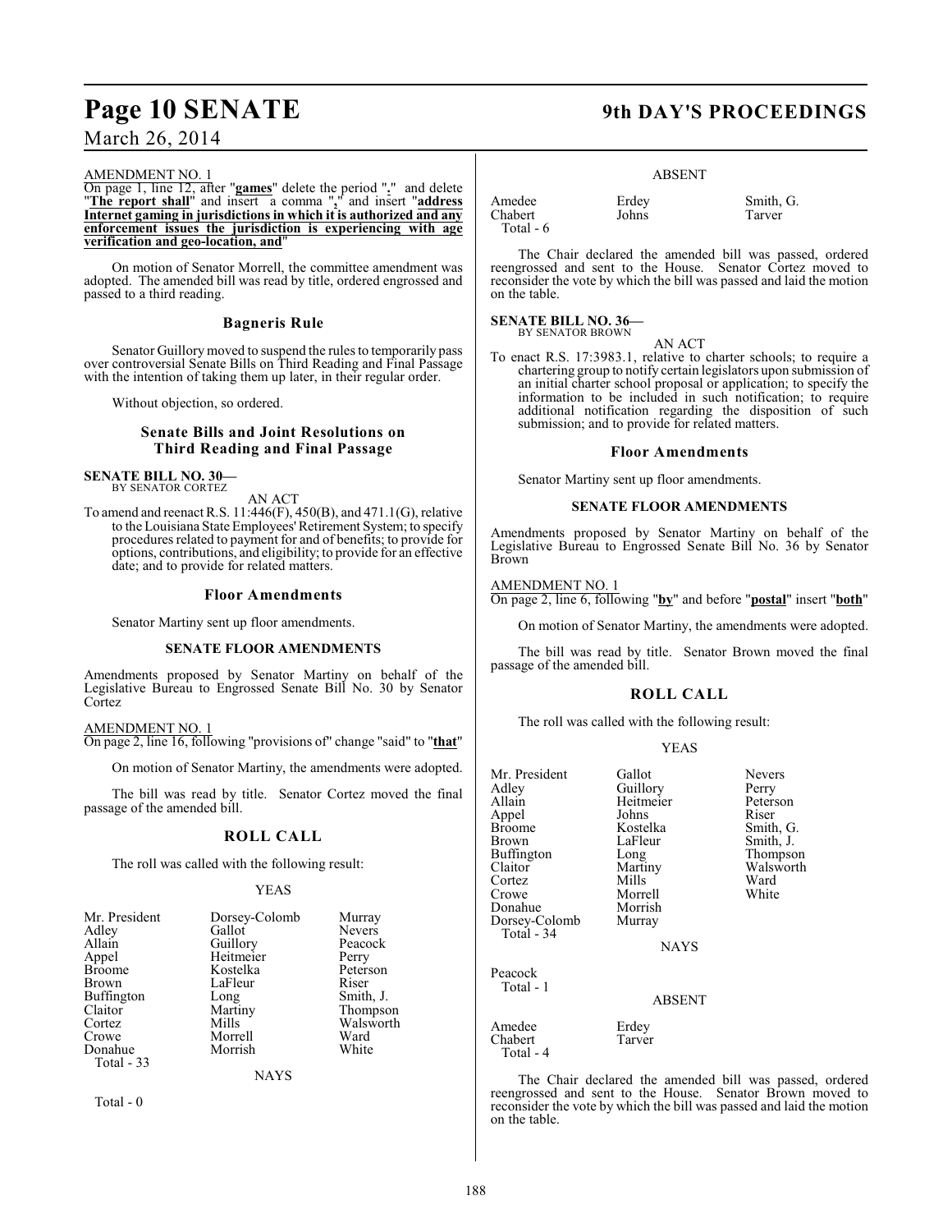AMENDMENT NO. 1

On page 1, line 12, after "**games**" delete the period "**.**" and delete "**The report shall**" and insert a comma "**,**" and insert "**address Internet gaming in jurisdictions in which it is authorized and any enforcement issues the jurisdiction is experiencing with age verification and geo-location, and**"

On motion of Senator Morrell, the committee amendment was adopted. The amended bill was read by title, ordered engrossed and passed to a third reading.

## Bagneris Rule

Senator Guillory moved to suspend the rules to temporarily pass over controversial Senate Bills on Third Reading and Final Passage with the intention of taking them up later, in their regular order.

Without objection, so ordered.

## Senate Bills and Joint Resolutions on Third Reading and Final Passage

**SENATE BILL NO. 30—**
BY SENATOR CORTEZ

AN ACT

To amend and reenact R.S. 11:446(F), 450(B), and 471.1(G), relative to the Louisiana State Employees' Retirement System; to specify procedures related to payment for and of benefits; to provide for options, contributions, and eligibility; to provide for an effective date; and to provide for related matters.

### Floor Amendments

Senator Martiny sent up floor amendments.

### SENATE FLOOR AMENDMENTS

Amendments proposed by Senator Martiny on behalf of the Legislative Bureau to Engrossed Senate Bill No. 30 by Senator Cortez

AMENDMENT NO. 1

On page 2, line 16, following "provisions of" change "said" to "**that**"

On motion of Senator Martiny, the amendments were adopted.

The bill was read by title. Senator Cortez moved the final passage of the amended bill.

## ROLL CALL

The roll was called with the following result:

YEAS

| | | |
|---|---|---|
| Mr. President | Dorsey-Colomb | Murray |
| Adley | Gallot | Nevers |
| Allain | Guillory | Peacock |
| Appel | Heitmeier | Perry |
| Broome | Kostelka | Peterson |
| Brown | LaFleur | Riser |
| Buffington | Long | Smith, J. |
| Claitor | Martiny | Thompson |
| Cortez | Mills | Walsworth |
| Crowe | Morrell | Ward |
| Donahue | Morrish | White |

Total - 33

NAYS

Total - 0

ABSENT

| | | |
|---|---|---|
| Amedee | Erdey | Smith, G. |
| Chabert | Johns | Tarver |

Total - 6

The Chair declared the amended bill was passed, ordered reengrossed and sent to the House. Senator Cortez moved to reconsider the vote by which the bill was passed and laid the motion on the table.

**SENATE BILL NO. 36—**
BY SENATOR BROWN

AN ACT

To enact R.S. 17:3983.1, relative to charter schools; to require a chartering group to notify certain legislators upon submission of an initial charter school proposal or application; to specify the information to be included in such notification; to require additional notification regarding the disposition of such submission; and to provide for related matters.

### Floor Amendments

Senator Martiny sent up floor amendments.

### SENATE FLOOR AMENDMENTS

Amendments proposed by Senator Martiny on behalf of the Legislative Bureau to Engrossed Senate Bill No. 36 by Senator Brown

AMENDMENT NO. 1

On page 2, line 6, following "**by**" and before "**postal**" insert "**both**"

On motion of Senator Martiny, the amendments were adopted.

The bill was read by title. Senator Brown moved the final passage of the amended bill.

## ROLL CALL

The roll was called with the following result:

YEAS

| | | |
|---|---|---|
| Mr. President | Gallot | Nevers |
| Adley | Guillory | Perry |
| Allain | Heitmeier | Peterson |
| Appel | Johns | Riser |
| Broome | Kostelka | Smith, G. |
| Brown | LaFleur | Smith, J. |
| Buffington | Long | Thompson |
| Claitor | Martiny | Walsworth |
| Cortez | Mills | Ward |
| Crowe | Morrell | White |
| Donahue | Morrish | |
| Dorsey-Colomb | Murray | |

Total - 34

NAYS

Peacock

Total - 1

ABSENT

| | |
|---|---|
| Amedee | Erdey |
| Chabert | Tarver |

Total - 4

The Chair declared the amended bill was passed, ordered reengrossed and sent to the House. Senator Brown moved to reconsider the vote by which the bill was passed and laid the motion on the table.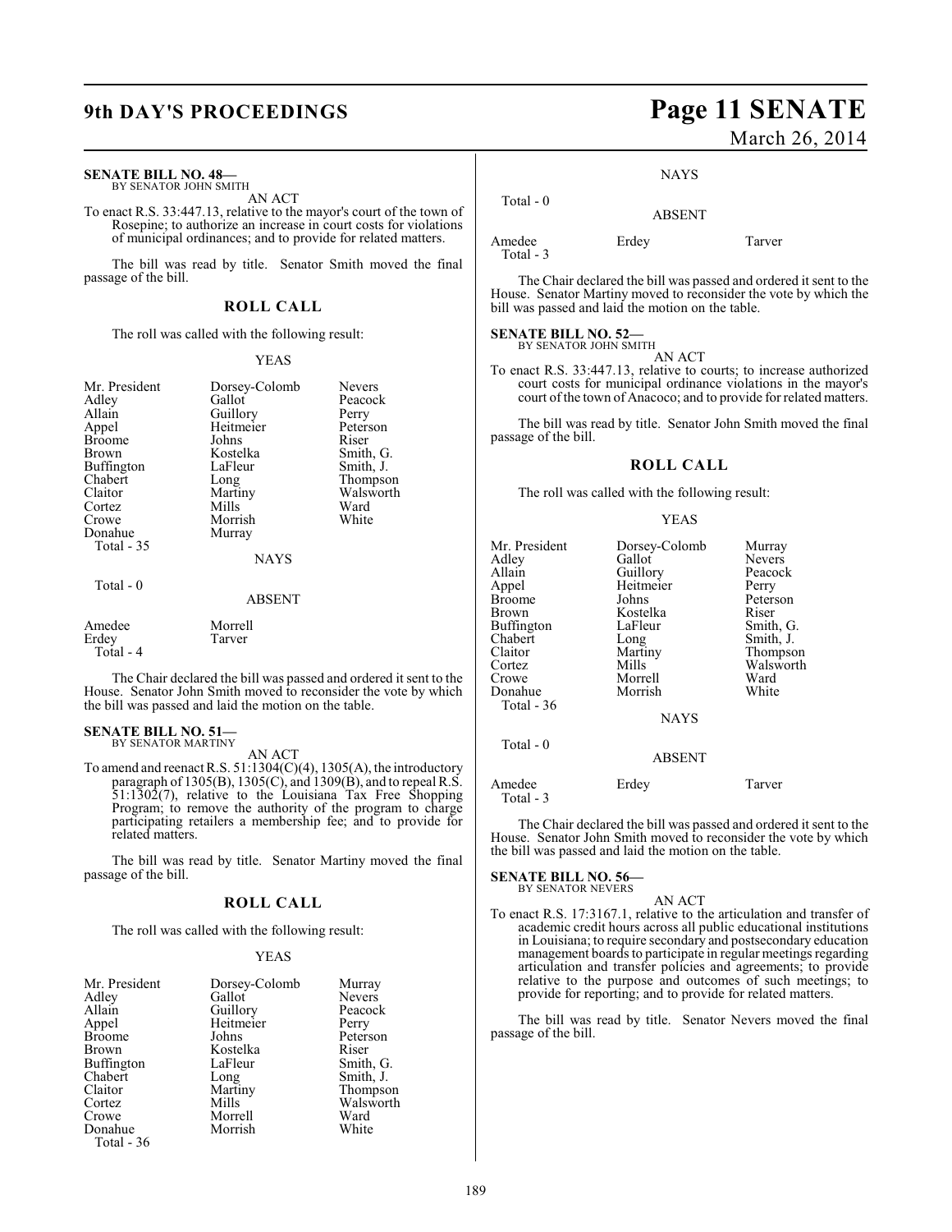**SENATE BILL NO. 48—**
BY SENATOR JOHN SMITH

AN ACT

To enact R.S. 33:447.13, relative to the mayor's court of the town of Rosepine; to authorize an increase in court costs for violations of municipal ordinances; and to provide for related matters.

The bill was read by title. Senator Smith moved the final passage of the bill.

## ROLL CALL

The roll was called with the following result:

YEAS

| | | |
|---|---|---|
| Mr. President | Dorsey-Colomb | Nevers |
| Adley | Gallot | Peacock |
| Allain | Guillory | Perry |
| Appel | Heitmeier | Peterson |
| Broome | Johns | Riser |
| Brown | Kostelka | Smith, G. |
| Buffington | LaFleur | Smith, J. |
| Chabert | Long | Thompson |
| Claitor | Martiny | Walsworth |
| Cortez | Mills | Ward |
| Crowe | Morrish | White |
| Donahue | Murray | |
| Total - 35 | | |

NAYS

Total - 0

ABSENT

| | |
|---|---|
| Amedee | Morrell |
| Erdey | Tarver |
| Total - 4 | |

The Chair declared the bill was passed and ordered it sent to the House. Senator John Smith moved to reconsider the vote by which the bill was passed and laid the motion on the table.

**SENATE BILL NO. 51—**
BY SENATOR MARTINY

AN ACT

To amend and reenact R.S. 51:1304(C)(4), 1305(A), the introductory paragraph of 1305(B), 1305(C), and 1309(B), and to repeal R.S. 51:1302(7), relative to the Louisiana Tax Free Shopping Program; to remove the authority of the program to charge participating retailers a membership fee; and to provide for related matters.

The bill was read by title. Senator Martiny moved the final passage of the bill.

## ROLL CALL

The roll was called with the following result:

YEAS

| | | |
|---|---|---|
| Mr. President | Dorsey-Colomb | Murray |
| Adley | Gallot | Nevers |
| Allain | Guillory | Peacock |
| Appel | Heitmeier | Perry |
| Broome | Johns | Peterson |
| Brown | Kostelka | Riser |
| Buffington | LaFleur | Smith, G. |
| Chabert | Long | Smith, J. |
| Claitor | Martiny | Thompson |
| Cortez | Mills | Walsworth |
| Crowe | Morrell | Ward |
| Donahue | Morrish | White |
| Total - 36 | | |

NAYS

Total - 0

ABSENT

| | | |
|---|---|---|
| Amedee | Erdey | Tarver |
| Total - 3 | | |

The Chair declared the bill was passed and ordered it sent to the House. Senator Martiny moved to reconsider the vote by which the bill was passed and laid the motion on the table.

**SENATE BILL NO. 52—**
BY SENATOR JOHN SMITH

AN ACT

To enact R.S. 33:447.13, relative to courts; to increase authorized court costs for municipal ordinance violations in the mayor's court of the town of Anacoco; and to provide for related matters.

The bill was read by title. Senator John Smith moved the final passage of the bill.

## ROLL CALL

The roll was called with the following result:

YEAS

| | | |
|---|---|---|
| Mr. President | Dorsey-Colomb | Murray |
| Adley | Gallot | Nevers |
| Allain | Guillory | Peacock |
| Appel | Heitmeier | Perry |
| Broome | Johns | Peterson |
| Brown | Kostelka | Riser |
| Buffington | LaFleur | Smith, G. |
| Chabert | Long | Smith, J. |
| Claitor | Martiny | Thompson |
| Cortez | Mills | Walsworth |
| Crowe | Morrell | Ward |
| Donahue | Morrish | White |
| Total - 36 | | |

NAYS

Total - 0

ABSENT

| | | |
|---|---|---|
| Amedee | Erdey | Tarver |
| Total - 3 | | |

The Chair declared the bill was passed and ordered it sent to the House. Senator John Smith moved to reconsider the vote by which the bill was passed and laid the motion on the table.

**SENATE BILL NO. 56—**
BY SENATOR NEVERS

AN ACT

To enact R.S. 17:3167.1, relative to the articulation and transfer of academic credit hours across all public educational institutions in Louisiana; to require secondary and postsecondary education management boards to participate in regular meetings regarding articulation and transfer policies and agreements; to provide relative to the purpose and outcomes of such meetings; to provide for reporting; and to provide for related matters.

The bill was read by title. Senator Nevers moved the final passage of the bill.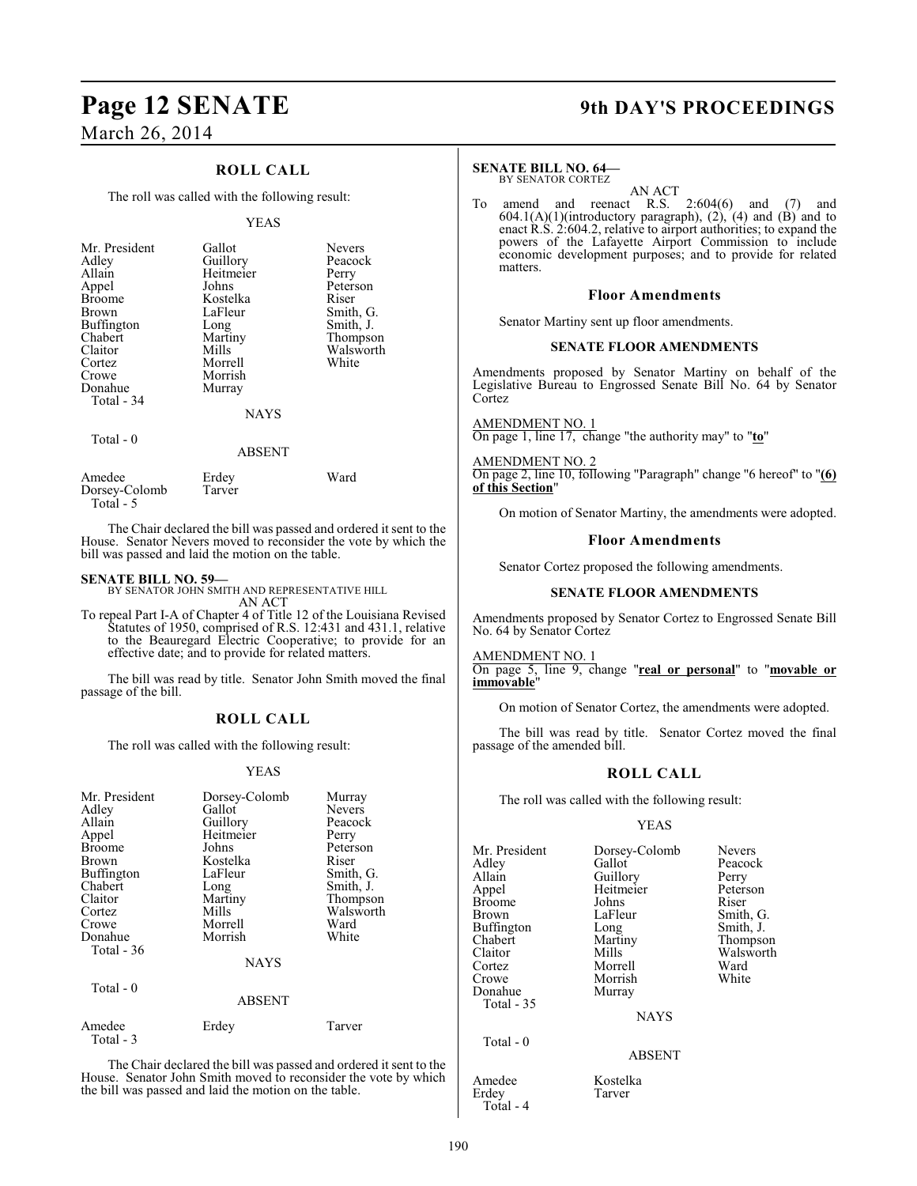## ROLL CALL

The roll was called with the following result:

YEAS

| | | |
|---|---|---|
| Mr. President | Gallot | Nevers |
| Adley | Guillory | Peacock |
| Allain | Heitmeier | Perry |
| Appel | Johns | Peterson |
| Broome | Kostelka | Riser |
| Brown | LaFleur | Smith, G. |
| Buffington | Long | Smith, J. |
| Chabert | Martiny | Thompson |
| Claitor | Mills | Walsworth |
| Cortez | Morrell | White |
| Crowe | Morrish | |
| Donahue | Murray | |

Total - 34

NAYS

Total - 0

ABSENT

| | | |
|---|---|---|
| Amedee | Erdey | Ward |
| Dorsey-Colomb | Tarver | |

Total - 5

The Chair declared the bill was passed and ordered it sent to the House. Senator Nevers moved to reconsider the vote by which the bill was passed and laid the motion on the table.

**SENATE BILL NO. 59—**
BY SENATOR JOHN SMITH AND REPRESENTATIVE HILL

AN ACT

To repeal Part I-A of Chapter 4 of Title 12 of the Louisiana Revised Statutes of 1950, comprised of R.S. 12:431 and 431.1, relative to the Beauregard Electric Cooperative; to provide for an effective date; and to provide for related matters.

The bill was read by title. Senator John Smith moved the final passage of the bill.

## ROLL CALL

The roll was called with the following result:

YEAS

| | | |
|---|---|---|
| Mr. President | Dorsey-Colomb | Murray |
| Adley | Gallot | Nevers |
| Allain | Guillory | Peacock |
| Appel | Heitmeier | Perry |
| Broome | Johns | Peterson |
| Brown | Kostelka | Riser |
| Buffington | LaFleur | Smith, G. |
| Chabert | Long | Smith, J. |
| Claitor | Martiny | Thompson |
| Cortez | Mills | Walsworth |
| Crowe | Morrell | Ward |
| Donahue | Morrish | White |

Total - 36

NAYS

Total - 0

ABSENT

| | | |
|---|---|---|
| Amedee | Erdey | Tarver |

Total - 3

The Chair declared the bill was passed and ordered it sent to the House. Senator John Smith moved to reconsider the vote by which the bill was passed and laid the motion on the table.

**SENATE BILL NO. 64—**
BY SENATOR CORTEZ

AN ACT

To amend and reenact R.S. 2:604(6) and (7) and 604.1(A)(1)(introductory paragraph), (2), (4) and (B) and to enact R.S. 2:604.2, relative to airport authorities; to expand the powers of the Lafayette Airport Commission to include economic development purposes; and to provide for related matters.

### Floor Amendments

Senator Martiny sent up floor amendments.

### SENATE FLOOR AMENDMENTS

Amendments proposed by Senator Martiny on behalf of the Legislative Bureau to Engrossed Senate Bill No. 64 by Senator Cortez

AMENDMENT NO. 1
On page 1, line 17, change "the authority may" to "**to**"

AMENDMENT NO. 2
On page 2, line 10, following "Paragraph" change "6 hereof" to "**(6) of this Section**"

On motion of Senator Martiny, the amendments were adopted.

### Floor Amendments

Senator Cortez proposed the following amendments.

### SENATE FLOOR AMENDMENTS

Amendments proposed by Senator Cortez to Engrossed Senate Bill No. 64 by Senator Cortez

AMENDMENT NO. 1
On page 5, line 9, change "**real or personal**" to "**movable or immovable**"

On motion of Senator Cortez, the amendments were adopted.

The bill was read by title. Senator Cortez moved the final passage of the amended bill.

## ROLL CALL

The roll was called with the following result:

YEAS

| | | |
|---|---|---|
| Mr. President | Dorsey-Colomb | Nevers |
| Adley | Gallot | Peacock |
| Allain | Guillory | Perry |
| Appel | Heitmeier | Peterson |
| Broome | Johns | Riser |
| Brown | LaFleur | Smith, G. |
| Buffington | Long | Smith, J. |
| Chabert | Martiny | Thompson |
| Claitor | Mills | Walsworth |
| Cortez | Morrell | Ward |
| Crowe | Morrish | White |
| Donahue | Murray | |

Total - 35

NAYS

Total - 0

ABSENT

| | |
|---|---|
| Amedee | Kostelka |
| Erdey | Tarver |

Total - 4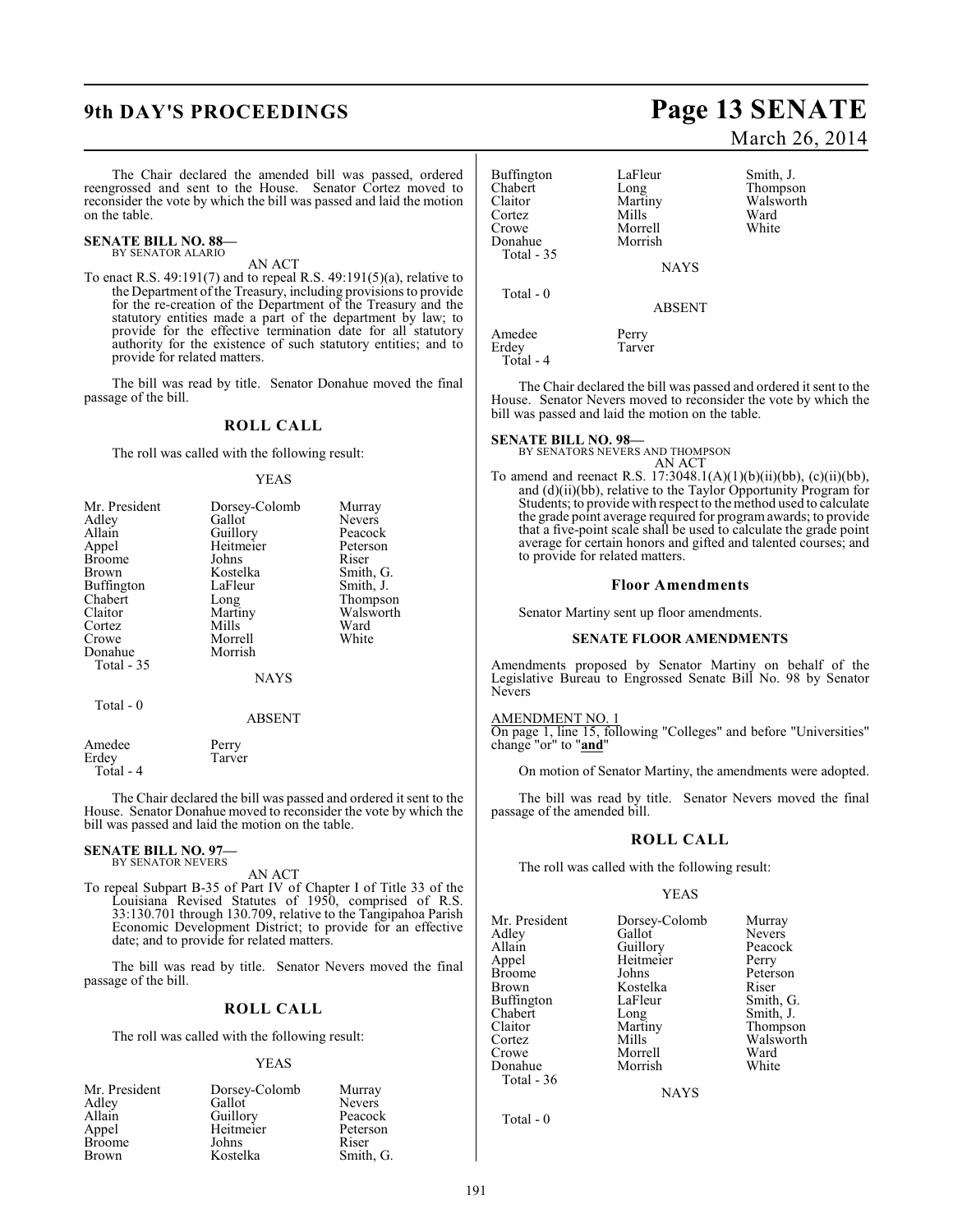The Chair declared the amended bill was passed, ordered reengrossed and sent to the House. Senator Cortez moved to reconsider the vote by which the bill was passed and laid the motion on the table.

**SENATE BILL NO. 88—**
BY SENATOR ALARIO

AN ACT

To enact R.S. 49:191(7) and to repeal R.S. 49:191(5)(a), relative to the Department of the Treasury, including provisions to provide for the re-creation of the Department of the Treasury and the statutory entities made a part of the department by law; to provide for the effective termination date for all statutory authority for the existence of such statutory entities; and to provide for related matters.

The bill was read by title. Senator Donahue moved the final passage of the bill.

## ROLL CALL

The roll was called with the following result:

YEAS

| | | |
|---|---|---|
| Mr. President | Dorsey-Colomb | Murray |
| Adley | Gallot | Nevers |
| Allain | Guillory | Peacock |
| Appel | Heitmeier | Peterson |
| Broome | Johns | Riser |
| Brown | Kostelka | Smith, G. |
| Buffington | LaFleur | Smith, J. |
| Chabert | Long | Thompson |
| Claitor | Martiny | Walsworth |
| Cortez | Mills | Ward |
| Crowe | Morrell | White |
| Donahue | Morrish | |
| Total - 35 | | |

NAYS

Total - 0

ABSENT

| | |
|---|---|
| Amedee | Perry |
| Erdey | Tarver |
| Total - 4 | |

The Chair declared the bill was passed and ordered it sent to the House. Senator Donahue moved to reconsider the vote by which the bill was passed and laid the motion on the table.

**SENATE BILL NO. 97—**
BY SENATOR NEVERS

AN ACT

To repeal Subpart B-35 of Part IV of Chapter I of Title 33 of the Louisiana Revised Statutes of 1950, comprised of R.S. 33:130.701 through 130.709, relative to the Tangipahoa Parish Economic Development District; to provide for an effective date; and to provide for related matters.

The bill was read by title. Senator Nevers moved the final passage of the bill.

## ROLL CALL

The roll was called with the following result:

YEAS

| | | |
|---|---|---|
| Mr. President | Dorsey-Colomb | Murray |
| Adley | Gallot | Nevers |
| Allain | Guillory | Peacock |
| Appel | Heitmeier | Peterson |
| Broome | Johns | Riser |
| Brown | Kostelka | Smith, G. |
| Buffington | LaFleur | Smith, J. |
| Chabert | Long | Thompson |
| Claitor | Martiny | Walsworth |
| Cortez | Mills | Ward |
| Crowe | Morrell | White |
| Donahue | Morrish | |
| Total - 35 | | |

NAYS

Total - 0

ABSENT

| | |
|---|---|
| Amedee | Perry |
| Erdey | Tarver |
| Total - 4 | |

The Chair declared the bill was passed and ordered it sent to the House. Senator Nevers moved to reconsider the vote by which the bill was passed and laid the motion on the table.

**SENATE BILL NO. 98—**
BY SENATORS NEVERS AND THOMPSON

AN ACT

To amend and reenact R.S. 17:3048.1(A)(1)(b)(ii)(bb), (c)(ii)(bb), and (d)(ii)(bb), relative to the Taylor Opportunity Program for Students; to provide with respect to the method used to calculate the grade point average required for program awards; to provide that a five-point scale shall be used to calculate the grade point average for certain honors and gifted and talented courses; and to provide for related matters.

### Floor Amendments

Senator Martiny sent up floor amendments.

### SENATE FLOOR AMENDMENTS

Amendments proposed by Senator Martiny on behalf of the Legislative Bureau to Engrossed Senate Bill No. 98 by Senator Nevers

AMENDMENT NO. 1
On page 1, line 15, following "Colleges" and before "Universities" change "or" to "**and**"

On motion of Senator Martiny, the amendments were adopted.

The bill was read by title. Senator Nevers moved the final passage of the amended bill.

## ROLL CALL

The roll was called with the following result:

YEAS

| | | |
|---|---|---|
| Mr. President | Dorsey-Colomb | Murray |
| Adley | Gallot | Nevers |
| Allain | Guillory | Peacock |
| Appel | Heitmeier | Perry |
| Broome | Johns | Peterson |
| Brown | Kostelka | Riser |
| Buffington | LaFleur | Smith, G. |
| Chabert | Long | Smith, J. |
| Claitor | Martiny | Thompson |
| Cortez | Mills | Walsworth |
| Crowe | Morrell | Ward |
| Donahue | Morrish | White |
| Total - 36 | | |

NAYS

Total - 0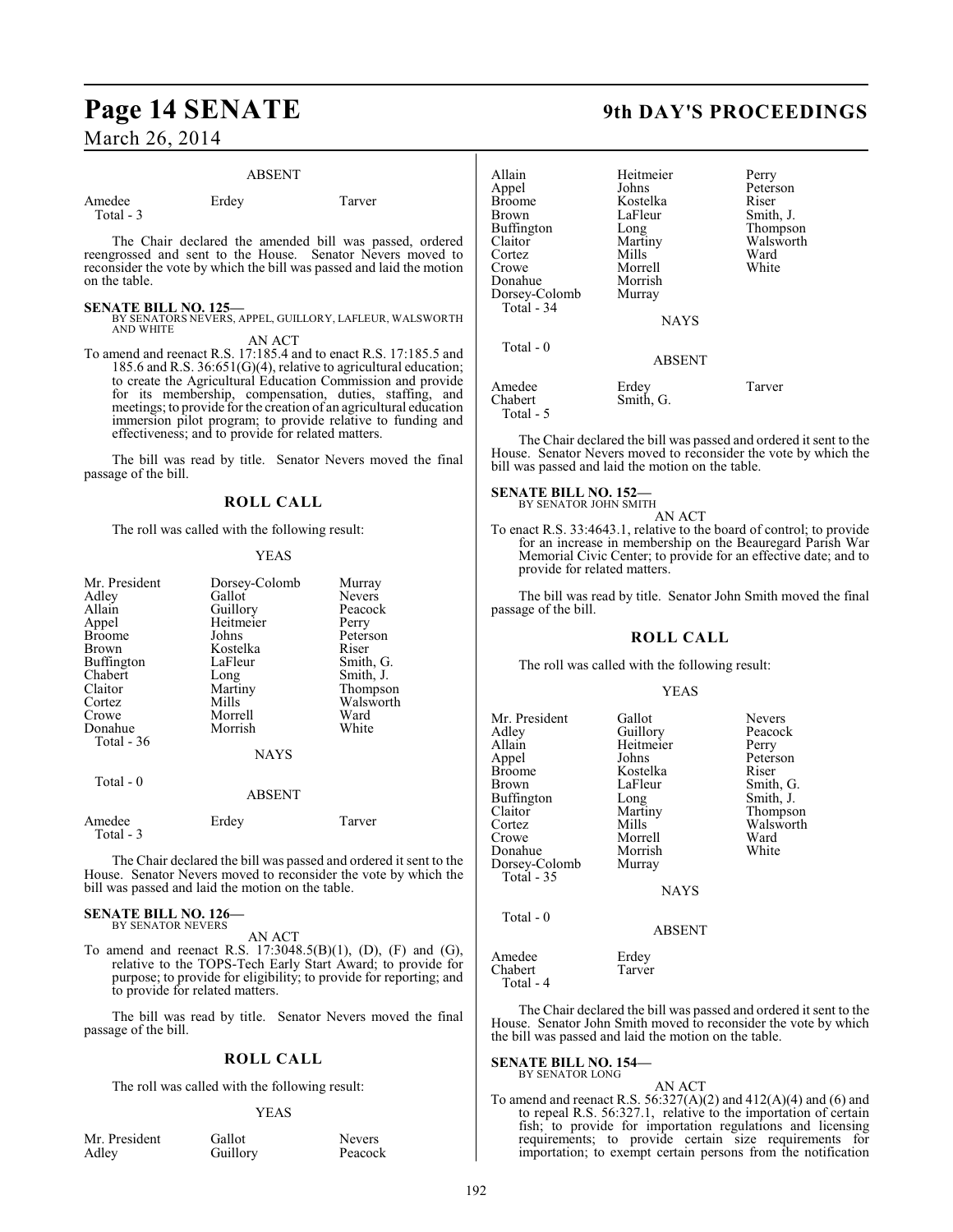ABSENT

| | | |
|---|---|---|
| Amedee | Erdey | Tarver |
| Total - 3 | | |

The Chair declared the amended bill was passed, ordered reengrossed and sent to the House. Senator Nevers moved to reconsider the vote by which the bill was passed and laid the motion on the table.

**SENATE BILL NO. 125—**
BY SENATORS NEVERS, APPEL, GUILLORY, LAFLEUR, WALSWORTH AND WHITE

AN ACT

To amend and reenact R.S. 17:185.4 and to enact R.S. 17:185.5 and 185.6 and R.S. 36:651(G)(4), relative to agricultural education; to create the Agricultural Education Commission and provide for its membership, compensation, duties, staffing, and meetings; to provide for the creation of an agricultural education immersion pilot program; to provide relative to funding and effectiveness; and to provide for related matters.

The bill was read by title. Senator Nevers moved the final passage of the bill.

## ROLL CALL

The roll was called with the following result:

YEAS

| | | |
|---|---|---|
| Mr. President | Dorsey-Colomb | Murray |
| Adley | Gallot | Nevers |
| Allain | Guillory | Peacock |
| Appel | Heitmeier | Perry |
| Broome | Johns | Peterson |
| Brown | Kostelka | Riser |
| Buffington | LaFleur | Smith, G. |
| Chabert | Long | Smith, J. |
| Claitor | Martiny | Thompson |
| Cortez | Mills | Walsworth |
| Crowe | Morrell | Ward |
| Donahue | Morrish | White |
| Total - 36 | | |

NAYS

Total - 0

ABSENT

| | | |
|---|---|---|
| Amedee | Erdey | Tarver |
| Total - 3 | | |

The Chair declared the bill was passed and ordered it sent to the House. Senator Nevers moved to reconsider the vote by which the bill was passed and laid the motion on the table.

**SENATE BILL NO. 126—**
BY SENATOR NEVERS

AN ACT

To amend and reenact R.S. 17:3048.5(B)(1), (D), (F) and (G), relative to the TOPS-Tech Early Start Award; to provide for purpose; to provide for eligibility; to provide for reporting; and to provide for related matters.

The bill was read by title. Senator Nevers moved the final passage of the bill.

## ROLL CALL

The roll was called with the following result:

YEAS

| | | |
|---|---|---|
| Mr. President | Gallot | Nevers |
| Adley | Guillory | Peacock |
| Allain | Heitmeier | Perry |
| Appel | Johns | Peterson |
| Broome | Kostelka | Riser |
| Brown | LaFleur | Smith, J. |
| Buffington | Long | Thompson |
| Claitor | Martiny | Walsworth |
| Cortez | Mills | Ward |
| Crowe | Morrell | White |
| Donahue | Morrish | |
| Dorsey-Colomb | Murray | |
| Total - 34 | | |

NAYS

Total - 0

ABSENT

| | | |
|---|---|---|
| Amedee | Erdey | Tarver |
| Chabert | Smith, G. | |
| Total - 5 | | |

The Chair declared the bill was passed and ordered it sent to the House. Senator Nevers moved to reconsider the vote by which the bill was passed and laid the motion on the table.

**SENATE BILL NO. 152—**
BY SENATOR JOHN SMITH

AN ACT

To enact R.S. 33:4643.1, relative to the board of control; to provide for an increase in membership on the Beauregard Parish War Memorial Civic Center; to provide for an effective date; and to provide for related matters.

The bill was read by title. Senator John Smith moved the final passage of the bill.

## ROLL CALL

The roll was called with the following result:

YEAS

| | | |
|---|---|---|
| Mr. President | Gallot | Nevers |
| Adley | Guillory | Peacock |
| Allain | Heitmeier | Perry |
| Appel | Johns | Peterson |
| Broome | Kostelka | Riser |
| Brown | LaFleur | Smith, G. |
| Buffington | Long | Smith, J. |
| Claitor | Martiny | Thompson |
| Cortez | Mills | Walsworth |
| Crowe | Morrell | Ward |
| Donahue | Morrish | White |
| Dorsey-Colomb | Murray | |
| Total - 35 | | |

NAYS

Total - 0

ABSENT

| | |
|---|---|
| Amedee | Erdey |
| Chabert | Tarver |
| Total - 4 | |

The Chair declared the bill was passed and ordered it sent to the House. Senator John Smith moved to reconsider the vote by which the bill was passed and laid the motion on the table.

**SENATE BILL NO. 154—**
BY SENATOR LONG

AN ACT

To amend and reenact R.S. 56:327(A)(2) and 412(A)(4) and (6) and to repeal R.S. 56:327.1, relative to the importation of certain fish; to provide for importation regulations and licensing requirements; to provide certain size requirements for importation; to exempt certain persons from the notification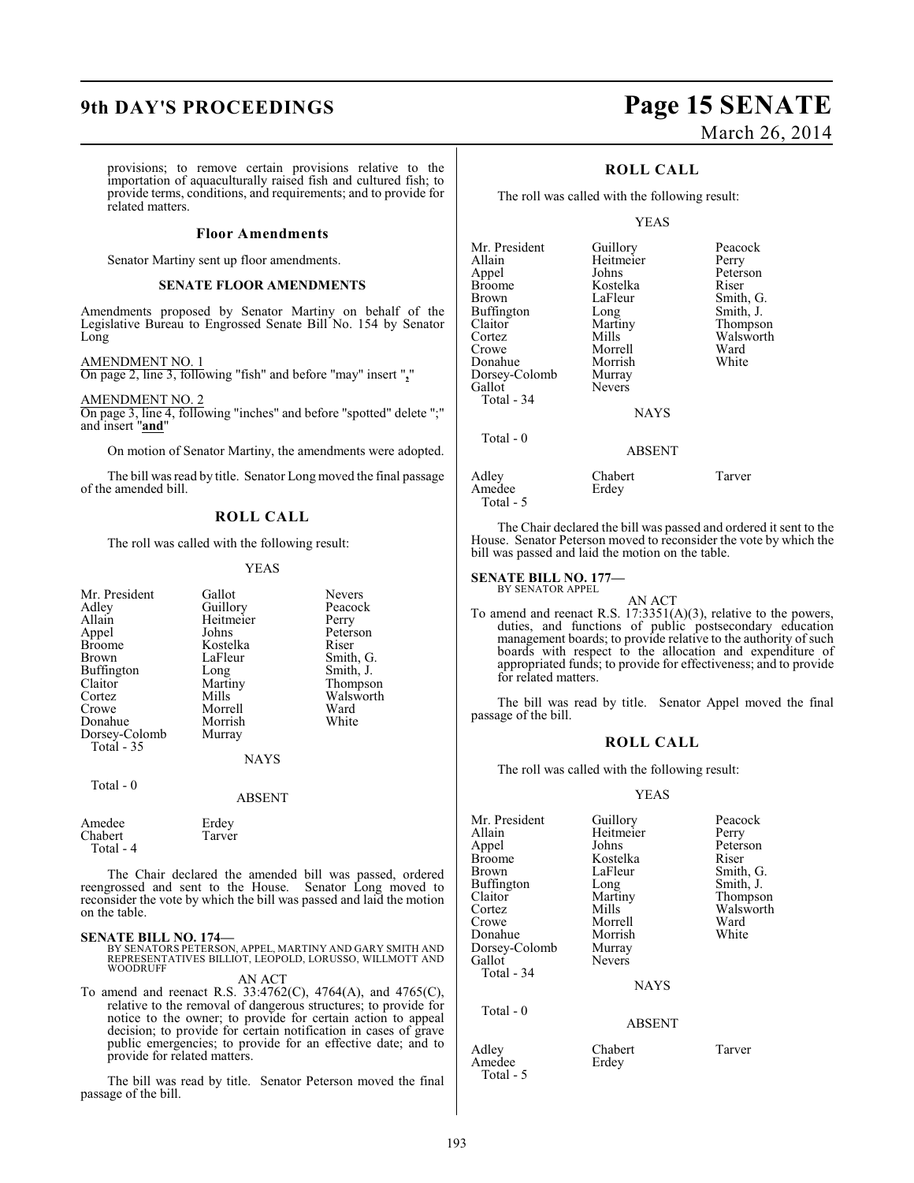provisions; to remove certain provisions relative to the importation of aquaculturally raised fish and cultured fish; to provide terms, conditions, and requirements; and to provide for related matters.

### Floor Amendments

Senator Martiny sent up floor amendments.

### SENATE FLOOR AMENDMENTS

Amendments proposed by Senator Martiny on behalf of the Legislative Bureau to Engrossed Senate Bill No. 154 by Senator Long

AMENDMENT NO. 1
On page 2, line 3, following "fish" and before "may" insert "**,**"

AMENDMENT NO. 2
On page 3, line 4, following "inches" and before "spotted" delete ";" and insert "**and**"

On motion of Senator Martiny, the amendments were adopted.

The bill was read by title. Senator Long moved the final passage of the amended bill.

## ROLL CALL

The roll was called with the following result:

YEAS

| | | |
|---|---|---|
| Mr. President | Gallot | Nevers |
| Adley | Guillory | Peacock |
| Allain | Heitmeier | Perry |
| Appel | Johns | Peterson |
| Broome | Kostelka | Riser |
| Brown | LaFleur | Smith, G. |
| Buffington | Long | Smith, J. |
| Claitor | Martiny | Thompson |
| Cortez | Mills | Walsworth |
| Crowe | Morrell | Ward |
| Donahue | Morrish | White |
| Dorsey-Colomb | Murray | |
| Total - 35 | | |

NAYS

Total - 0

ABSENT

| | |
|---|---|
| Amedee | Erdey |
| Chabert | Tarver |
| Total - 4 | |

The Chair declared the amended bill was passed, ordered reengrossed and sent to the House. Senator Long moved to reconsider the vote by which the bill was passed and laid the motion on the table.

**SENATE BILL NO. 174—**
BY SENATORS PETERSON, APPEL, MARTINY AND GARY SMITH AND REPRESENTATIVES BILLIOT, LEOPOLD, LORUSSO, WILLMOTT AND WOODRUFF

AN ACT

To amend and reenact R.S. 33:4762(C), 4764(A), and 4765(C), relative to the removal of dangerous structures; to provide for notice to the owner; to provide for certain action to appeal decision; to provide for certain notification in cases of grave public emergencies; to provide for an effective date; and to provide for related matters.

The bill was read by title. Senator Peterson moved the final passage of the bill.

## ROLL CALL

The roll was called with the following result:

YEAS

| | | |
|---|---|---|
| Mr. President | Guillory | Peacock |
| Allain | Heitmeier | Perry |
| Appel | Johns | Peterson |
| Broome | Kostelka | Riser |
| Brown | LaFleur | Smith, G. |
| Buffington | Long | Smith, J. |
| Claitor | Martiny | Thompson |
| Cortez | Mills | Walsworth |
| Crowe | Morrell | Ward |
| Donahue | Morrish | White |
| Dorsey-Colomb | Murray | |
| Gallot | Nevers | |
| Total - 34 | | |

NAYS

Total - 0

ABSENT

| | | |
|---|---|---|
| Adley | Chabert | Tarver |
| Amedee | Erdey | |
| Total - 5 | | |

The Chair declared the bill was passed and ordered it sent to the House. Senator Peterson moved to reconsider the vote by which the bill was passed and laid the motion on the table.

**SENATE BILL NO. 177—**
BY SENATOR APPEL

AN ACT

To amend and reenact R.S. 17:3351(A)(3), relative to the powers, duties, and functions of public postsecondary education management boards; to provide relative to the authority of such boards with respect to the allocation and expenditure of appropriated funds; to provide for effectiveness; and to provide for related matters.

The bill was read by title. Senator Appel moved the final passage of the bill.

## ROLL CALL

The roll was called with the following result:

YEAS

| | | |
|---|---|---|
| Mr. President | Guillory | Peacock |
| Allain | Heitmeier | Perry |
| Appel | Johns | Peterson |
| Broome | Kostelka | Riser |
| Brown | LaFleur | Smith, G. |
| Buffington | Long | Smith, J. |
| Claitor | Martiny | Thompson |
| Cortez | Mills | Walsworth |
| Crowe | Morrell | Ward |
| Donahue | Morrish | White |
| Dorsey-Colomb | Murray | |
| Gallot | Nevers | |
| Total - 34 | | |

NAYS

Total - 0

ABSENT

| | | |
|---|---|---|
| Adley | Chabert | Tarver |
| Amedee | Erdey | |
| Total - 5 | | |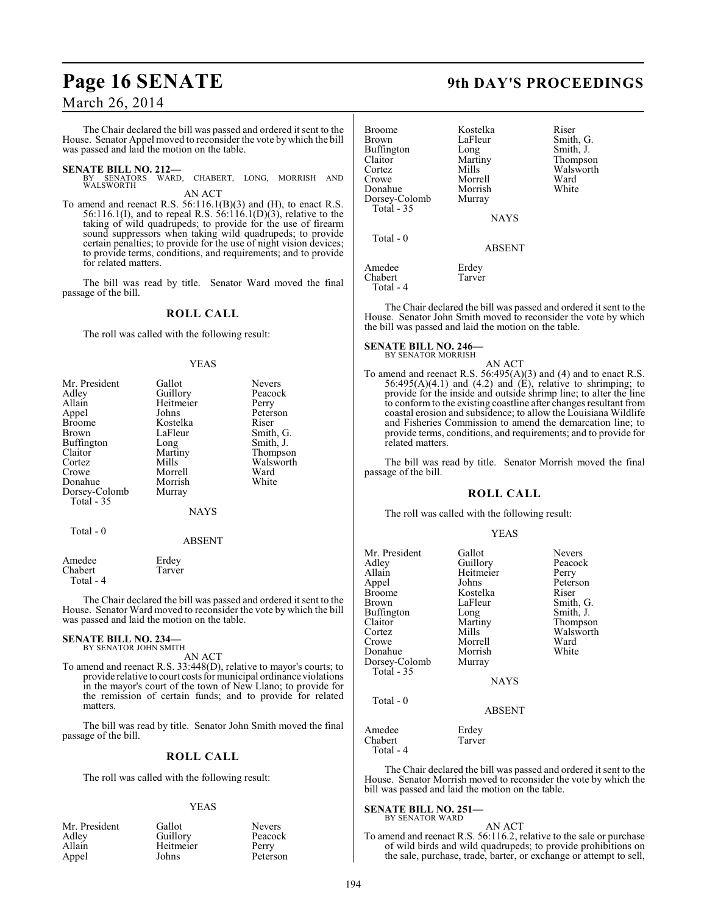The Chair declared the bill was passed and ordered it sent to the House. Senator Appel moved to reconsider the vote by which the bill was passed and laid the motion on the table.

**SENATE BILL NO. 212—**
BY SENATORS WARD, CHABERT, LONG, MORRISH AND WALSWORTH

AN ACT

To amend and reenact R.S. 56:116.1(B)(3) and (H), to enact R.S. 56:116.1(I), and to repeal R.S. 56:116.1(D)(3), relative to the taking of wild quadrupeds; to provide for the use of firearm sound suppressors when taking wild quadrupeds; to provide certain penalties; to provide for the use of night vision devices; to provide terms, conditions, and requirements; and to provide for related matters.

The bill was read by title. Senator Ward moved the final passage of the bill.

## ROLL CALL

The roll was called with the following result:

YEAS

| | | |
|---|---|---|
| Mr. President | Gallot | Nevers |
| Adley | Guillory | Peacock |
| Allain | Heitmeier | Perry |
| Appel | Johns | Peterson |
| Broome | Kostelka | Riser |
| Brown | LaFleur | Smith, G. |
| Buffington | Long | Smith, J. |
| Claitor | Martiny | Thompson |
| Cortez | Mills | Walsworth |
| Crowe | Morrell | Ward |
| Donahue | Morrish | White |
| Dorsey-Colomb | Murray | |

Total - 35

NAYS

Total - 0

ABSENT

| | |
|---|---|
| Amedee | Erdey |
| Chabert | Tarver |

Total - 4

The Chair declared the bill was passed and ordered it sent to the House. Senator Ward moved to reconsider the vote by which the bill was passed and laid the motion on the table.

**SENATE BILL NO. 234—**
BY SENATOR JOHN SMITH

AN ACT

To amend and reenact R.S. 33:448(D), relative to mayor's courts; to provide relative to court costs for municipal ordinance violations in the mayor's court of the town of New Llano; to provide for the remission of certain funds; and to provide for related matters.

The bill was read by title. Senator John Smith moved the final passage of the bill.

## ROLL CALL

The roll was called with the following result:

YEAS

| | | |
|---|---|---|
| Mr. President | Gallot | Nevers |
| Adley | Guillory | Peacock |
| Allain | Heitmeier | Perry |
| Appel | Johns | Peterson |
| Broome | Kostelka | Riser |
| Brown | LaFleur | Smith, G. |
| Buffington | Long | Smith, J. |
| Claitor | Martiny | Thompson |
| Cortez | Mills | Walsworth |
| Crowe | Morrell | Ward |
| Donahue | Morrish | White |
| Dorsey-Colomb | Murray | |

Total - 35

NAYS

Total - 0

ABSENT

| | |
|---|---|
| Amedee | Erdey |
| Chabert | Tarver |

Total - 4

The Chair declared the bill was passed and ordered it sent to the House. Senator John Smith moved to reconsider the vote by which the bill was passed and laid the motion on the table.

**SENATE BILL NO. 246—**
BY SENATOR MORRISH

AN ACT

To amend and reenact R.S. 56:495(A)(3) and (4) and to enact R.S. 56:495(A)(4.1) and (4.2) and (E), relative to shrimping; to provide for the inside and outside shrimp line; to alter the line to conform to the existing coastline after changes resultant from coastal erosion and subsidence; to allow the Louisiana Wildlife and Fisheries Commission to amend the demarcation line; to provide terms, conditions, and requirements; and to provide for related matters.

The bill was read by title. Senator Morrish moved the final passage of the bill.

## ROLL CALL

The roll was called with the following result:

YEAS

| | | |
|---|---|---|
| Mr. President | Gallot | Nevers |
| Adley | Guillory | Peacock |
| Allain | Heitmeier | Perry |
| Appel | Johns | Peterson |
| Broome | Kostelka | Riser |
| Brown | LaFleur | Smith, G. |
| Buffington | Long | Smith, J. |
| Claitor | Martiny | Thompson |
| Cortez | Mills | Walsworth |
| Crowe | Morrell | Ward |
| Donahue | Morrish | White |
| Dorsey-Colomb | Murray | |

Total - 35

NAYS

Total - 0

ABSENT

| | |
|---|---|
| Amedee | Erdey |
| Chabert | Tarver |

Total - 4

The Chair declared the bill was passed and ordered it sent to the House. Senator Morrish moved to reconsider the vote by which the bill was passed and laid the motion on the table.

**SENATE BILL NO. 251—**
BY SENATOR WARD

AN ACT

To amend and reenact R.S. 56:116.2, relative to the sale or purchase of wild birds and wild quadrupeds; to provide prohibitions on the sale, purchase, trade, barter, or exchange or attempt to sell,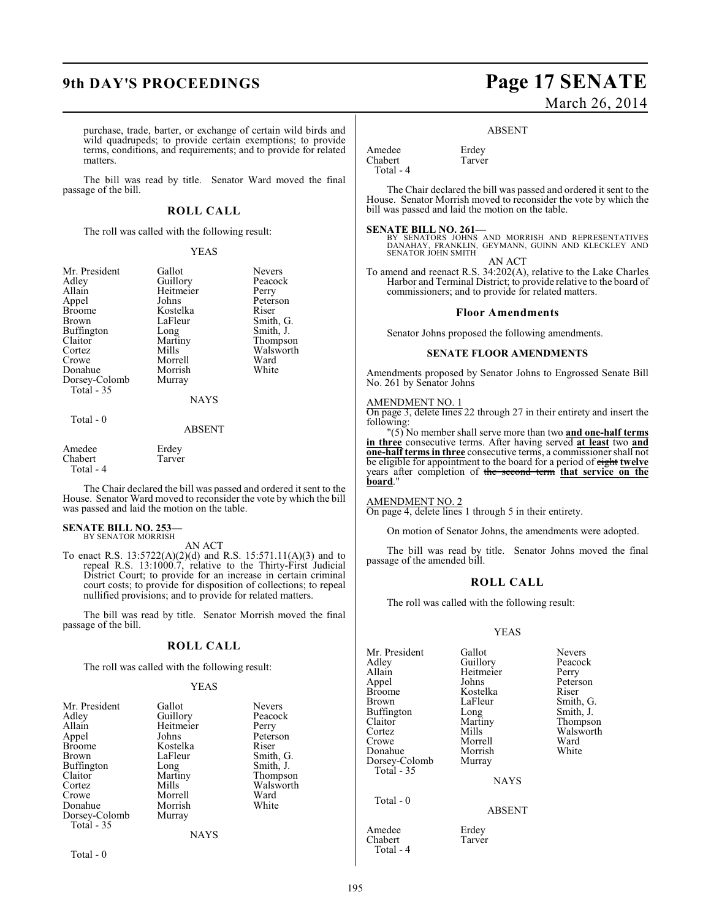purchase, trade, barter, or exchange of certain wild birds and wild quadrupeds; to provide certain exemptions; to provide terms, conditions, and requirements; and to provide for related matters.

The bill was read by title. Senator Ward moved the final passage of the bill.

## ROLL CALL

The roll was called with the following result:

YEAS

| | | |
|---|---|---|
| Mr. President | Gallot | Nevers |
| Adley | Guillory | Peacock |
| Allain | Heitmeier | Perry |
| Appel | Johns | Peterson |
| Broome | Kostelka | Riser |
| Brown | LaFleur | Smith, G. |
| Buffington | Long | Smith, J. |
| Claitor | Martiny | Thompson |
| Cortez | Mills | Walsworth |
| Crowe | Morrell | Ward |
| Donahue | Morrish | White |
| Dorsey-Colomb | Murray | |

Total - 35

NAYS

Total - 0

ABSENT

| | |
|---|---|
| Amedee | Erdey |
| Chabert | Tarver |

Total - 4

The Chair declared the bill was passed and ordered it sent to the House. Senator Ward moved to reconsider the vote by which the bill was passed and laid the motion on the table.

**SENATE BILL NO. 253—**
BY SENATOR MORRISH

AN ACT

To enact R.S. 13:5722(A)(2)(d) and R.S. 15:571.11(A)(3) and to repeal R.S. 13:1000.7, relative to the Thirty-First Judicial District Court; to provide for an increase in certain criminal court costs; to provide for disposition of collections; to repeal nullified provisions; and to provide for related matters.

The bill was read by title. Senator Morrish moved the final passage of the bill.

## ROLL CALL

The roll was called with the following result:

YEAS

| | | |
|---|---|---|
| Mr. President | Gallot | Nevers |
| Adley | Guillory | Peacock |
| Allain | Heitmeier | Perry |
| Appel | Johns | Peterson |
| Broome | Kostelka | Riser |
| Brown | LaFleur | Smith, G. |
| Buffington | Long | Smith, J. |
| Claitor | Martiny | Thompson |
| Cortez | Mills | Walsworth |
| Crowe | Morrell | Ward |
| Donahue | Morrish | White |
| Dorsey-Colomb | Murray | |

Total - 35

NAYS

Total - 0

ABSENT

| | |
|---|---|
| Amedee | Erdey |
| Chabert | Tarver |

Total - 4

The Chair declared the bill was passed and ordered it sent to the House. Senator Morrish moved to reconsider the vote by which the bill was passed and laid the motion on the table.

**SENATE BILL NO. 261—**
BY SENATORS JOHNS AND MORRISH AND REPRESENTATIVES DANAHAY, FRANKLIN, GEYMANN, GUINN AND KLECKLEY AND SENATOR JOHN SMITH

AN ACT

To amend and reenact R.S. 34:202(A), relative to the Lake Charles Harbor and Terminal District; to provide relative to the board of commissioners; and to provide for related matters.

### Floor Amendments

Senator Johns proposed the following amendments.

### SENATE FLOOR AMENDMENTS

Amendments proposed by Senator Johns to Engrossed Senate Bill No. 261 by Senator Johns

AMENDMENT NO. 1
On page 3, delete lines 22 through 27 in their entirety and insert the following:

"(5) No member shall serve more than two **and one-half terms in three** consecutive terms. After having served **at least** two **and one-half terms in three** consecutive terms, a commissioner shall not be eligible for appointment to the board for a period of ~~eight~~ **twelve** years after completion of ~~the second term~~ **that service on the board**."

AMENDMENT NO. 2
On page 4, delete lines 1 through 5 in their entirety.

On motion of Senator Johns, the amendments were adopted.

The bill was read by title. Senator Johns moved the final passage of the amended bill.

## ROLL CALL

The roll was called with the following result:

YEAS

| | | |
|---|---|---|
| Mr. President | Gallot | Nevers |
| Adley | Guillory | Peacock |
| Allain | Heitmeier | Perry |
| Appel | Johns | Peterson |
| Broome | Kostelka | Riser |
| Brown | LaFleur | Smith, G. |
| Buffington | Long | Smith, J. |
| Claitor | Martiny | Thompson |
| Cortez | Mills | Walsworth |
| Crowe | Morrell | Ward |
| Donahue | Morrish | White |
| Dorsey-Colomb | Murray | |

Total - 35

NAYS

Total - 0

ABSENT

| | |
|---|---|
| Amedee | Erdey |
| Chabert | Tarver |

Total - 4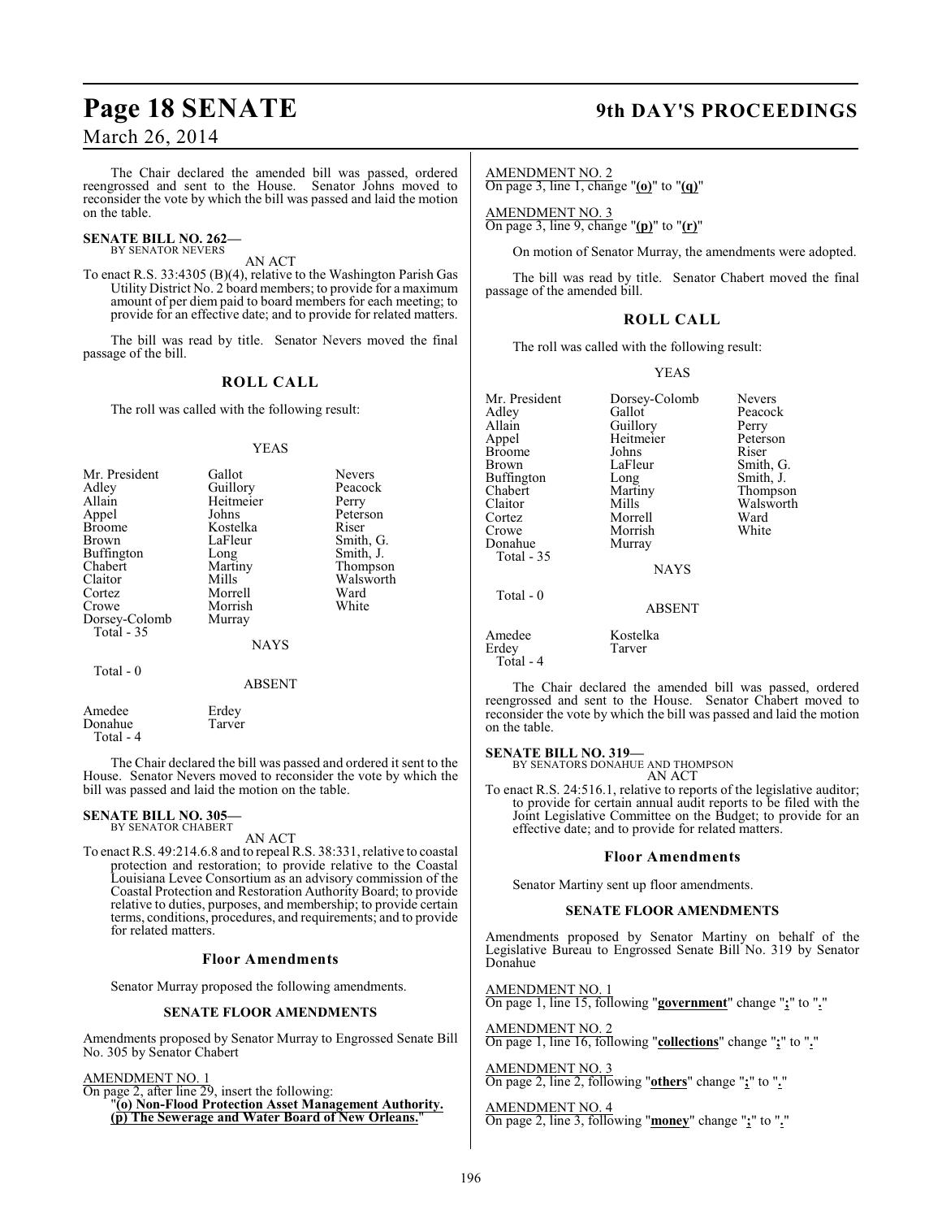The Chair declared the amended bill was passed, ordered reengrossed and sent to the House. Senator Johns moved to reconsider the vote by which the bill was passed and laid the motion on the table.

**SENATE BILL NO. 262—**
BY SENATOR NEVERS

AN ACT

To enact R.S. 33:4305 (B)(4), relative to the Washington Parish Gas Utility District No. 2 board members; to provide for a maximum amount of per diem paid to board members for each meeting; to provide for an effective date; and to provide for related matters.

The bill was read by title. Senator Nevers moved the final passage of the bill.

## ROLL CALL

The roll was called with the following result:

YEAS

| | | |
|---|---|---|
| Mr. President | Gallot | Nevers |
| Adley | Guillory | Peacock |
| Allain | Heitmeier | Perry |
| Appel | Johns | Peterson |
| Broome | Kostelka | Riser |
| Brown | LaFleur | Smith, G. |
| Buffington | Long | Smith, J. |
| Chabert | Martiny | Thompson |
| Claitor | Mills | Walsworth |
| Cortez | Morrell | Ward |
| Crowe | Morrish | White |
| Dorsey-Colomb | Murray | |

Total - 35

NAYS

Total - 0

ABSENT

| | |
|---|---|
| Amedee | Erdey |
| Donahue | Tarver |

Total - 4

The Chair declared the bill was passed and ordered it sent to the House. Senator Nevers moved to reconsider the vote by which the bill was passed and laid the motion on the table.

**SENATE BILL NO. 305—**
BY SENATOR CHABERT

AN ACT

To enact R.S. 49:214.6.8 and to repeal R.S. 38:331, relative to coastal protection and restoration; to provide relative to the Coastal Louisiana Levee Consortium as an advisory commission of the Coastal Protection and Restoration Authority Board; to provide relative to duties, purposes, and membership; to provide certain terms, conditions, procedures, and requirements; and to provide for related matters.

### Floor Amendments

Senator Murray proposed the following amendments.

### SENATE FLOOR AMENDMENTS

Amendments proposed by Senator Murray to Engrossed Senate Bill No. 305 by Senator Chabert

AMENDMENT NO. 1
On page 2, after line 29, insert the following:
"**(o) Non-Flood Protection Asset Management Authority.**
**(p) The Sewerage and Water Board of New Orleans.**"

AMENDMENT NO. 2
On page 3, line 1, change "**(o)**" to "**(q)**"

AMENDMENT NO. 3
On page 3, line 9, change "**(p)**" to "**(r)**"

On motion of Senator Murray, the amendments were adopted.

The bill was read by title. Senator Chabert moved the final passage of the amended bill.

## ROLL CALL

The roll was called with the following result:

YEAS

| | | |
|---|---|---|
| Mr. President | Dorsey-Colomb | Nevers |
| Adley | Gallot | Peacock |
| Allain | Guillory | Perry |
| Appel | Heitmeier | Peterson |
| Broome | Johns | Riser |
| Brown | LaFleur | Smith, G. |
| Buffington | Long | Smith, J. |
| Chabert | Martiny | Thompson |
| Claitor | Mills | Walsworth |
| Cortez | Morrell | Ward |
| Crowe | Morrish | White |
| Donahue | Murray | |

Total - 35

NAYS

Total - 0

ABSENT

| | |
|---|---|
| Amedee | Kostelka |
| Erdey | Tarver |

Total - 4

The Chair declared the amended bill was passed, ordered reengrossed and sent to the House. Senator Chabert moved to reconsider the vote by which the bill was passed and laid the motion on the table.

**SENATE BILL NO. 319—**
BY SENATORS DONAHUE AND THOMPSON

AN ACT

To enact R.S. 24:516.1, relative to reports of the legislative auditor; to provide for certain annual audit reports to be filed with the Joint Legislative Committee on the Budget; to provide for an effective date; and to provide for related matters.

### Floor Amendments

Senator Martiny sent up floor amendments.

### SENATE FLOOR AMENDMENTS

Amendments proposed by Senator Martiny on behalf of the Legislative Bureau to Engrossed Senate Bill No. 319 by Senator Donahue

AMENDMENT NO. 1
On page 1, line 15, following "**government**" change "**;**" to "**.**"

AMENDMENT NO. 2
On page 1, line 16, following "**collections**" change "**;**" to "**.**"

AMENDMENT NO. 3
On page 2, line 2, following "**others**" change "**;**" to "**.**"

AMENDMENT NO. 4
On page 2, line 3, following "**money**" change "**;**" to "**.**"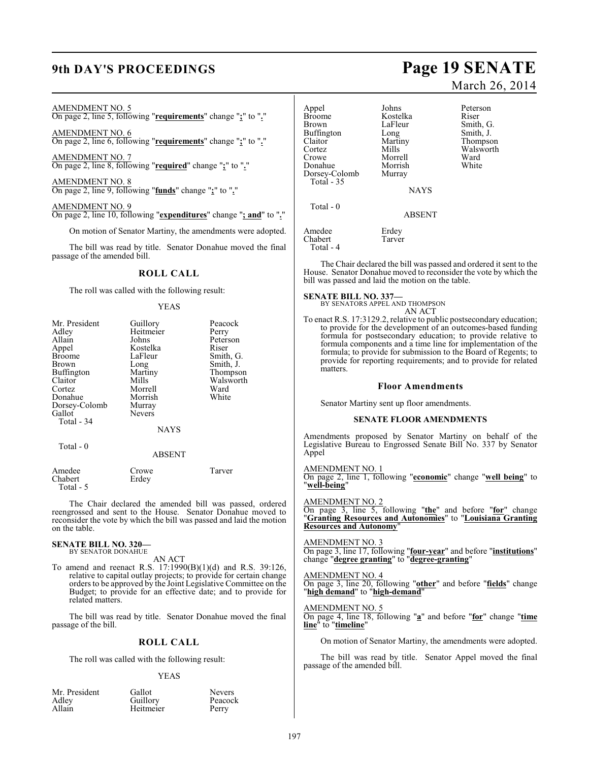AMENDMENT NO. 5
On page 2, line 5, following "**requirements**" change "**;**" to "**.**"

AMENDMENT NO. 6
On page 2, line 6, following "**requirements**" change "**;**" to "**.**"

AMENDMENT NO. 7
On page 2, line 8, following "**required**" change "**;**" to "**.**"

AMENDMENT NO. 8
On page 2, line 9, following "**funds**" change "**;**" to "**.**"

AMENDMENT NO. 9
On page 2, line 10, following "**expenditures**" change "**; and**" to "**.**"

On motion of Senator Martiny, the amendments were adopted.

The bill was read by title. Senator Donahue moved the final passage of the amended bill.

## ROLL CALL

The roll was called with the following result:

YEAS

| | | |
|---|---|---|
| Mr. President | Guillory | Peacock |
| Adley | Heitmeier | Perry |
| Allain | Johns | Peterson |
| Appel | Kostelka | Riser |
| Broome | LaFleur | Smith, G. |
| Brown | Long | Smith, J. |
| Buffington | Martiny | Thompson |
| Claitor | Mills | Walsworth |
| Cortez | Morrell | Ward |
| Donahue | Morrish | White |
| Dorsey-Colomb | Murray | |
| Gallot | Nevers | |

Total - 34

NAYS

Total - 0

ABSENT

| | | |
|---|---|---|
| Amedee | Crowe | Tarver |
| Chabert | Erdey | |

Total - 5

The Chair declared the amended bill was passed, ordered reengrossed and sent to the House. Senator Donahue moved to reconsider the vote by which the bill was passed and laid the motion on the table.

**SENATE BILL NO. 320—**
BY SENATOR DONAHUE

AN ACT

To amend and reenact R.S. 17:1990(B)(1)(d) and R.S. 39:126, relative to capital outlay projects; to provide for certain change orders to be approved by the Joint Legislative Committee on the Budget; to provide for an effective date; and to provide for related matters.

The bill was read by title. Senator Donahue moved the final passage of the bill.

## ROLL CALL

The roll was called with the following result:

YEAS

| | | |
|---|---|---|
| Mr. President | Gallot | Nevers |
| Adley | Guillory | Peacock |
| Allain | Heitmeier | Perry |
| Appel | Johns | Peterson |
| Broome | Kostelka | Riser |
| Brown | LaFleur | Smith, G. |
| Buffington | Long | Smith, J. |
| Claitor | Martiny | Thompson |
| Cortez | Mills | Walsworth |
| Crowe | Morrell | Ward |
| Donahue | Morrish | White |
| Dorsey-Colomb | Murray | |

Total - 35

NAYS

Total - 0

ABSENT

| | |
|---|---|
| Amedee | Erdey |
| Chabert | Tarver |

Total - 4

The Chair declared the bill was passed and ordered it sent to the House. Senator Donahue moved to reconsider the vote by which the bill was passed and laid the motion on the table.

**SENATE BILL NO. 337—**
BY SENATORS APPEL AND THOMPSON

AN ACT

To enact R.S. 17:3129.2, relative to public postsecondary education; to provide for the development of an outcomes-based funding formula for postsecondary education; to provide relative to formula components and a time line for implementation of the formula; to provide for submission to the Board of Regents; to provide for reporting requirements; and to provide for related matters.

### Floor Amendments

Senator Martiny sent up floor amendments.

#### SENATE FLOOR AMENDMENTS

Amendments proposed by Senator Martiny on behalf of the Legislative Bureau to Engrossed Senate Bill No. 337 by Senator Appel

AMENDMENT NO. 1
On page 2, line 1, following "**economic**" change "**well being**" to "**well-being**"

AMENDMENT NO. 2
On page 3, line 5, following "**the**" and before "**for**" change "**Granting Resources and Autonomies**" to "**Louisiana Granting Resources and Autonomy**"

AMENDMENT NO. 3
On page 3, line 17, following "**four-year**" and before "**institutions**" change "**degree granting**" to "**degree-granting**"

AMENDMENT NO. 4
On page 3, line 20, following "**other**" and before "**fields**" change "**high demand**" to "**high-demand**"

AMENDMENT NO. 5
On page 4, line 18, following "**a**" and before "**for**" change "**time line**" to "**timeline**"

On motion of Senator Martiny, the amendments were adopted.

The bill was read by title. Senator Appel moved the final passage of the amended bill.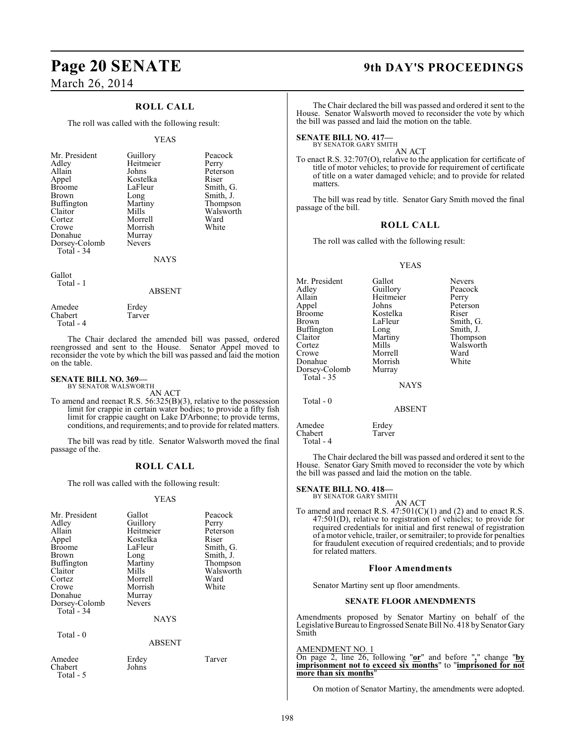## ROLL CALL

The roll was called with the following result:

YEAS

| | | |
|---|---|---|
| Mr. President | Guillory | Peacock |
| Adley | Heitmeier | Perry |
| Allain | Johns | Peterson |
| Appel | Kostelka | Riser |
| Broome | LaFleur | Smith, G. |
| Brown | Long | Smith, J. |
| Buffington | Martiny | Thompson |
| Claitor | Mills | Walsworth |
| Cortez | Morrell | Ward |
| Crowe | Morrish | White |
| Donahue | Murray | |
| Dorsey-Colomb | Nevers | |

Total - 34

NAYS

Gallot

Total - 1

ABSENT

| | |
|---|---|
| Amedee | Erdey |
| Chabert | Tarver |

Total - 4

The Chair declared the amended bill was passed, ordered reengrossed and sent to the House. Senator Appel moved to reconsider the vote by which the bill was passed and laid the motion on the table.

**SENATE BILL NO. 369—**
BY SENATOR WALSWORTH

AN ACT

To amend and reenact R.S. 56:325(B)(3), relative to the possession limit for crappie in certain water bodies; to provide a fifty fish limit for crappie caught on Lake D'Arbonne; to provide terms, conditions, and requirements; and to provide for related matters.

The bill was read by title. Senator Walsworth moved the final passage of the.

## ROLL CALL

The roll was called with the following result:

YEAS

| | | |
|---|---|---|
| Mr. President | Gallot | Peacock |
| Adley | Guillory | Perry |
| Allain | Heitmeier | Peterson |
| Appel | Kostelka | Riser |
| Broome | LaFleur | Smith, G. |
| Brown | Long | Smith, J. |
| Buffington | Martiny | Thompson |
| Claitor | Mills | Walsworth |
| Cortez | Morrell | Ward |
| Crowe | Morrish | White |
| Donahue | Murray | |
| Dorsey-Colomb | Nevers | |

Total - 34

NAYS

Total - 0

ABSENT

| | | |
|---|---|---|
| Amedee | Erdey | Tarver |
| Chabert | Johns | |

Total - 5

The Chair declared the bill was passed and ordered it sent to the House. Senator Walsworth moved to reconsider the vote by which the bill was passed and laid the motion on the table.

**SENATE BILL NO. 417—**
BY SENATOR GARY SMITH

AN ACT

To enact R.S. 32:707(O), relative to the application for certificate of title of motor vehicles; to provide for requirement of certificate of title on a water damaged vehicle; and to provide for related matters.

The bill was read by title. Senator Gary Smith moved the final passage of the bill.

## ROLL CALL

The roll was called with the following result:

YEAS

| | | |
|---|---|---|
| Mr. President | Gallot | Nevers |
| Adley | Guillory | Peacock |
| Allain | Heitmeier | Perry |
| Appel | Johns | Peterson |
| Broome | Kostelka | Riser |
| Brown | LaFleur | Smith, G. |
| Buffington | Long | Smith, J. |
| Claitor | Martiny | Thompson |
| Cortez | Mills | Walsworth |
| Crowe | Morrell | Ward |
| Donahue | Morrish | White |
| Dorsey-Colomb | Murray | |

Total - 35

NAYS

Total - 0

ABSENT

| | |
|---|---|
| Amedee | Erdey |
| Chabert | Tarver |

Total - 4

The Chair declared the bill was passed and ordered it sent to the House. Senator Gary Smith moved to reconsider the vote by which the bill was passed and laid the motion on the table.

**SENATE BILL NO. 418—**
BY SENATOR GARY SMITH

AN ACT

To amend and reenact R.S. 47:501(C)(1) and (2) and to enact R.S. 47:501(D), relative to registration of vehicles; to provide for required credentials for initial and first renewal of registration of a motor vehicle, trailer, or semitrailer; to provide for penalties for fraudulent execution of required credentials; and to provide for related matters.

### Floor Amendments

Senator Martiny sent up floor amendments.

#### SENATE FLOOR AMENDMENTS

Amendments proposed by Senator Martiny on behalf of the Legislative Bureau to Engrossed Senate Bill No. 418 by Senator Gary Smith

AMENDMENT NO. 1
On page 2, line 26, following "**or**" and before "**,**" change "**by imprisonment not to exceed six months**" to "**imprisoned for not more than six months**"

On motion of Senator Martiny, the amendments were adopted.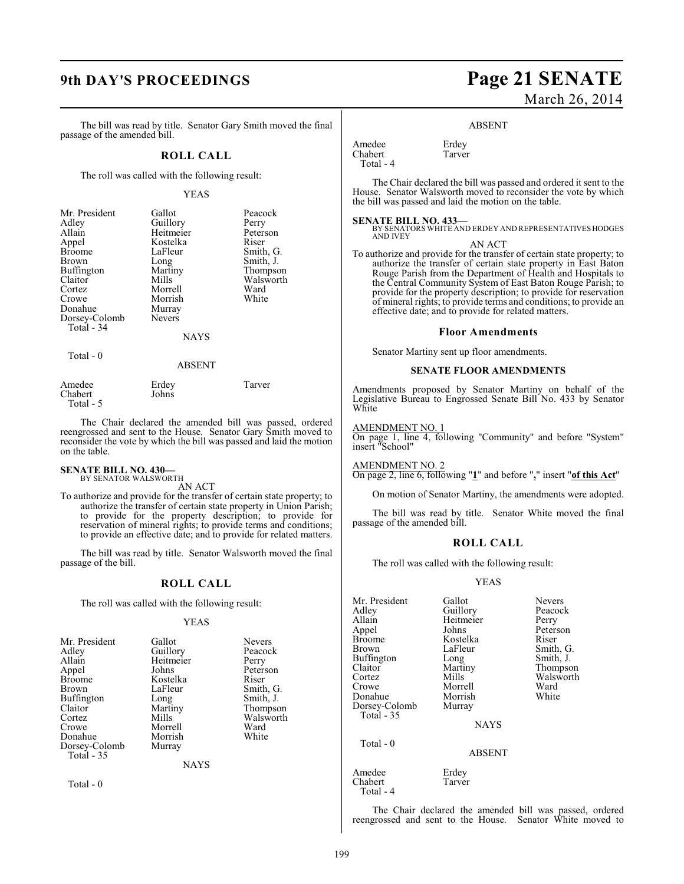The bill was read by title. Senator Gary Smith moved the final passage of the amended bill.

## ROLL CALL

The roll was called with the following result:

YEAS

| | | |
|---|---|---|
| Mr. President | Gallot | Peacock |
| Adley | Guillory | Perry |
| Allain | Heitmeier | Peterson |
| Appel | Kostelka | Riser |
| Broome | LaFleur | Smith, G. |
| Brown | Long | Smith, J. |
| Buffington | Martiny | Thompson |
| Claitor | Mills | Walsworth |
| Cortez | Morrell | Ward |
| Crowe | Morrish | White |
| Donahue | Murray | |
| Dorsey-Colomb | Nevers | |
| Total - 34 | | |

NAYS

Total - 0

ABSENT

| | | |
|---|---|---|
| Amedee | Erdey | Tarver |
| Chabert | Johns | |
| Total - 5 | | |

The Chair declared the amended bill was passed, ordered reengrossed and sent to the House. Senator Gary Smith moved to reconsider the vote by which the bill was passed and laid the motion on the table.

**SENATE BILL NO. 430—**
BY SENATOR WALSWORTH

AN ACT

To authorize and provide for the transfer of certain state property; to authorize the transfer of certain state property in Union Parish; to provide for the property description; to provide for reservation of mineral rights; to provide terms and conditions; to provide an effective date; and to provide for related matters.

The bill was read by title. Senator Walsworth moved the final passage of the bill.

## ROLL CALL

The roll was called with the following result:

YEAS

| | | |
|---|---|---|
| Mr. President | Gallot | Nevers |
| Adley | Guillory | Peacock |
| Allain | Heitmeier | Perry |
| Appel | Johns | Peterson |
| Broome | Kostelka | Riser |
| Brown | LaFleur | Smith, G. |
| Buffington | Long | Smith, J. |
| Claitor | Martiny | Thompson |
| Cortez | Mills | Walsworth |
| Crowe | Morrell | Ward |
| Donahue | Morrish | White |
| Dorsey-Colomb | Murray | |
| Total - 35 | | |

NAYS

Total - 0

ABSENT

| | |
|---|---|
| Amedee | Erdey |
| Chabert | Tarver |
| Total - 4 | |

The Chair declared the bill was passed and ordered it sent to the House. Senator Walsworth moved to reconsider the vote by which the bill was passed and laid the motion on the table.

**SENATE BILL NO. 433—**
BY SENATORS WHITE AND ERDEY AND REPRESENTATIVES HODGES AND IVEY

AN ACT

To authorize and provide for the transfer of certain state property; to authorize the transfer of certain state property in East Baton Rouge Parish from the Department of Health and Hospitals to the Central Community System of East Baton Rouge Parish; to provide for the property description; to provide for reservation of mineral rights; to provide terms and conditions; to provide an effective date; and to provide for related matters.

### Floor Amendments

Senator Martiny sent up floor amendments.

#### SENATE FLOOR AMENDMENTS

Amendments proposed by Senator Martiny on behalf of the Legislative Bureau to Engrossed Senate Bill No. 433 by Senator White

AMENDMENT NO. 1
On page 1, line 4, following "Community" and before "System" insert "School"

AMENDMENT NO. 2
On page 2, line 6, following "**1**" and before "**,**" insert "**of this Act**"

On motion of Senator Martiny, the amendments were adopted.

The bill was read by title. Senator White moved the final passage of the amended bill.

## ROLL CALL

The roll was called with the following result:

YEAS

| | | |
|---|---|---|
| Mr. President | Gallot | Nevers |
| Adley | Guillory | Peacock |
| Allain | Heitmeier | Perry |
| Appel | Johns | Peterson |
| Broome | Kostelka | Riser |
| Brown | LaFleur | Smith, G. |
| Buffington | Long | Smith, J. |
| Claitor | Martiny | Thompson |
| Cortez | Mills | Walsworth |
| Crowe | Morrell | Ward |
| Donahue | Morrish | White |
| Dorsey-Colomb | Murray | |
| Total - 35 | | |

NAYS

Total - 0

ABSENT

| | |
|---|---|
| Amedee | Erdey |
| Chabert | Tarver |
| Total - 4 | |

The Chair declared the amended bill was passed, ordered reengrossed and sent to the House. Senator White moved to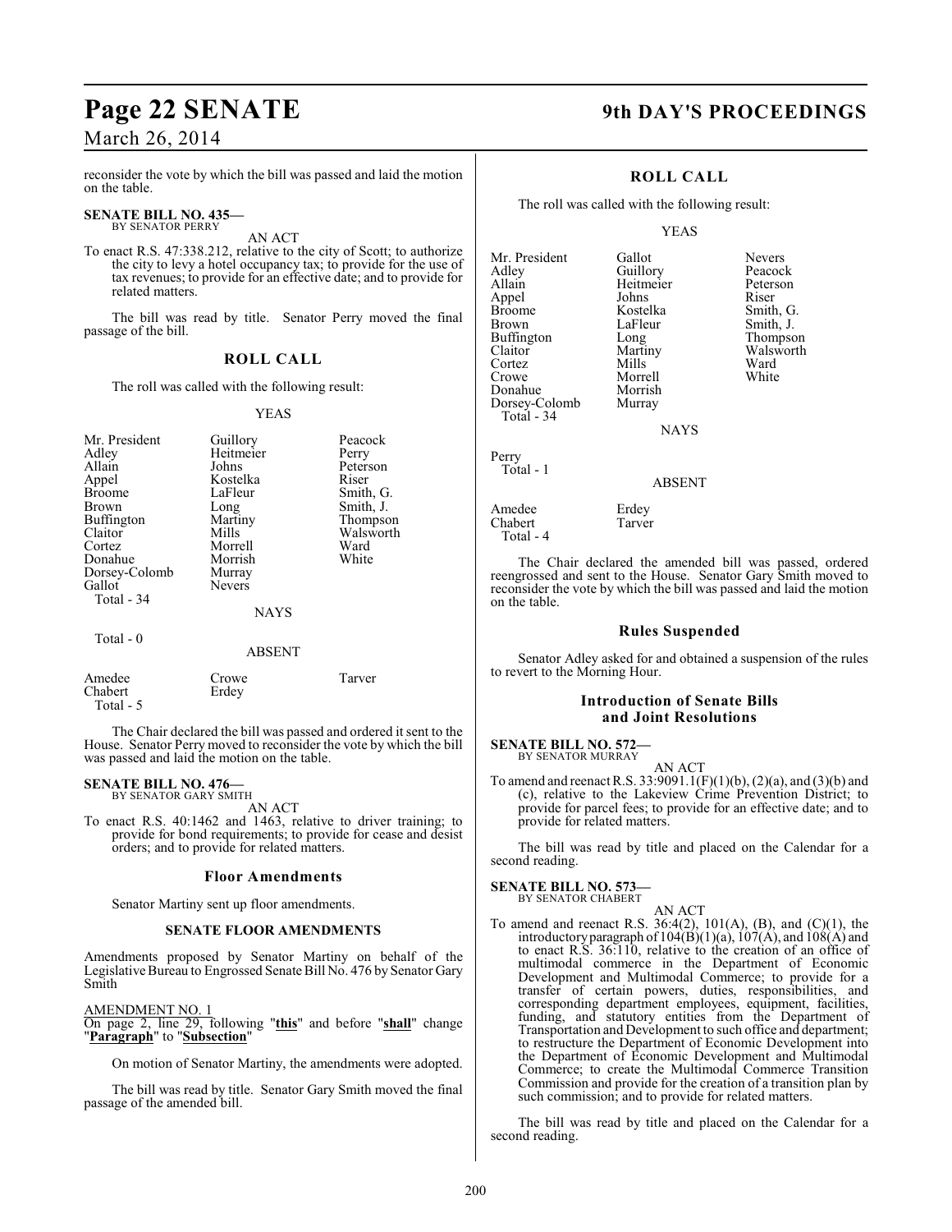reconsider the vote by which the bill was passed and laid the motion on the table.

**SENATE BILL NO. 435—**
BY SENATOR PERRY

AN ACT

To enact R.S. 47:338.212, relative to the city of Scott; to authorize the city to levy a hotel occupancy tax; to provide for the use of tax revenues; to provide for an effective date; and to provide for related matters.

The bill was read by title. Senator Perry moved the final passage of the bill.

## ROLL CALL

The roll was called with the following result:

YEAS

| | | |
|---|---|---|
| Mr. President | Guillory | Peacock |
| Adley | Heitmeier | Perry |
| Allain | Johns | Peterson |
| Appel | Kostelka | Riser |
| Broome | LaFleur | Smith, G. |
| Brown | Long | Smith, J. |
| Buffington | Martiny | Thompson |
| Claitor | Mills | Walsworth |
| Cortez | Morrell | Ward |
| Donahue | Morrish | White |
| Dorsey-Colomb | Murray | |
| Gallot | Nevers | |
| Total - 34 | | |

NAYS

Total - 0

ABSENT

| | | |
|---|---|---|
| Amedee | Crowe | Tarver |
| Chabert | Erdey | |
| Total - 5 | | |

The Chair declared the bill was passed and ordered it sent to the House. Senator Perry moved to reconsider the vote by which the bill was passed and laid the motion on the table.

**SENATE BILL NO. 476—**
BY SENATOR GARY SMITH

AN ACT

To enact R.S. 40:1462 and 1463, relative to driver training; to provide for bond requirements; to provide for cease and desist orders; and to provide for related matters.

## Floor Amendments

Senator Martiny sent up floor amendments.

### SENATE FLOOR AMENDMENTS

Amendments proposed by Senator Martiny on behalf of the Legislative Bureau to Engrossed Senate Bill No. 476 by Senator Gary Smith

AMENDMENT NO. 1
On page 2, line 29, following "**this**" and before "**shall**" change "**Paragraph**" to "**Subsection**"

On motion of Senator Martiny, the amendments were adopted.

The bill was read by title. Senator Gary Smith moved the final passage of the amended bill.

## ROLL CALL

The roll was called with the following result:

YEAS

| | | |
|---|---|---|
| Mr. President | Gallot | Nevers |
| Adley | Guillory | Peacock |
| Allain | Heitmeier | Peterson |
| Appel | Johns | Riser |
| Broome | Kostelka | Smith, G. |
| Brown | LaFleur | Smith, J. |
| Buffington | Long | Thompson |
| Claitor | Martiny | Walsworth |
| Cortez | Mills | Ward |
| Crowe | Morrell | White |
| Donahue | Morrish | |
| Dorsey-Colomb | Murray | |
| Total - 34 | | |

NAYS

Perry
Total - 1

ABSENT

| | |
|---|---|
| Amedee | Erdey |
| Chabert | Tarver |
| Total - 4 | |

The Chair declared the amended bill was passed, ordered reengrossed and sent to the House. Senator Gary Smith moved to reconsider the vote by which the bill was passed and laid the motion on the table.

## Rules Suspended

Senator Adley asked for and obtained a suspension of the rules to revert to the Morning Hour.

## Introduction of Senate Bills and Joint Resolutions

**SENATE BILL NO. 572—**
BY SENATOR MURRAY

AN ACT

To amend and reenact R.S. 33:9091.1(F)(1)(b), (2)(a), and (3)(b) and (c), relative to the Lakeview Crime Prevention District; to provide for parcel fees; to provide for an effective date; and to provide for related matters.

The bill was read by title and placed on the Calendar for a second reading.

**SENATE BILL NO. 573—**
BY SENATOR CHABERT

AN ACT

To amend and reenact R.S. 36:4(2), 101(A), (B), and (C)(1), the introductory paragraph of 104(B)(1)(a), 107(A), and 108(A) and to enact R.S. 36:110, relative to the creation of an office of multimodal commerce in the Department of Economic Development and Multimodal Commerce; to provide for a transfer of certain powers, duties, responsibilities, and corresponding department employees, equipment, facilities, funding, and statutory entities from the Department of Transportation and Development to such office and department; to restructure the Department of Economic Development into the Department of Economic Development and Multimodal Commerce; to create the Multimodal Commerce Transition Commission and provide for the creation of a transition plan by such commission; and to provide for related matters.

The bill was read by title and placed on the Calendar for a second reading.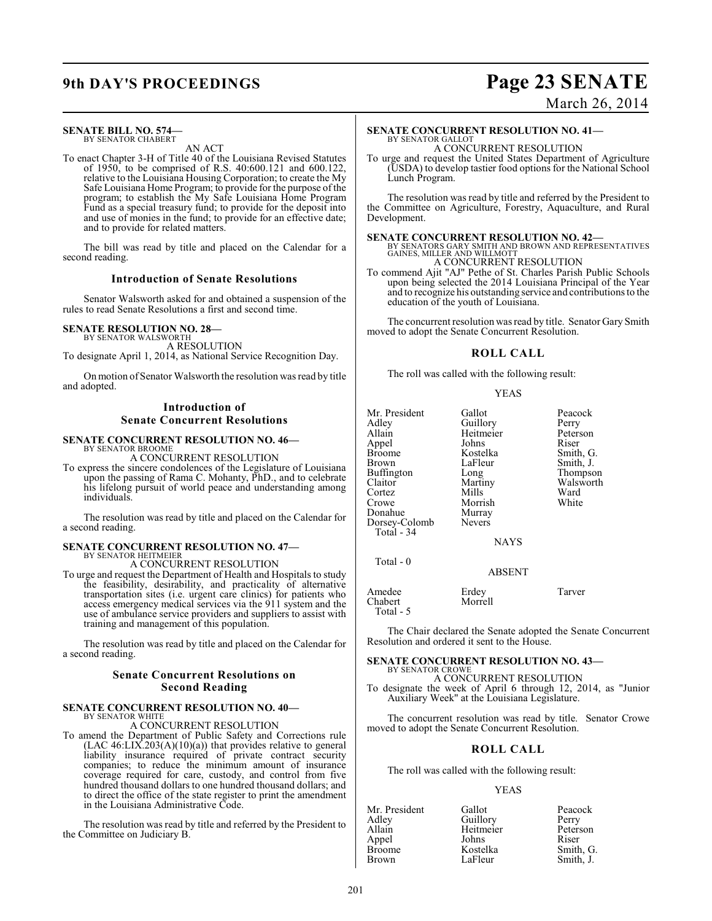**SENATE BILL NO. 574—**
BY SENATOR CHABERT

AN ACT

To enact Chapter 3-H of Title 40 of the Louisiana Revised Statutes of 1950, to be comprised of R.S. 40:600.121 and 600.122, relative to the Louisiana Housing Corporation; to create the My Safe Louisiana Home Program; to provide for the purpose of the program; to establish the My Safe Louisiana Home Program Fund as a special treasury fund; to provide for the deposit into and use of monies in the fund; to provide for an effective date; and to provide for related matters.

The bill was read by title and placed on the Calendar for a second reading.

## Introduction of Senate Resolutions

Senator Walsworth asked for and obtained a suspension of the rules to read Senate Resolutions a first and second time.

**SENATE RESOLUTION NO. 28—**
BY SENATOR WALSWORTH

A RESOLUTION

To designate April 1, 2014, as National Service Recognition Day.

On motion of Senator Walsworth the resolution was read by title and adopted.

## Introduction of Senate Concurrent Resolutions

**SENATE CONCURRENT RESOLUTION NO. 46—**
BY SENATOR BROOME

A CONCURRENT RESOLUTION

To express the sincere condolences of the Legislature of Louisiana upon the passing of Rama C. Mohanty, PhD., and to celebrate his lifelong pursuit of world peace and understanding among individuals.

The resolution was read by title and placed on the Calendar for a second reading.

**SENATE CONCURRENT RESOLUTION NO. 47—**
BY SENATOR HEITMEIER

A CONCURRENT RESOLUTION

To urge and request the Department of Health and Hospitals to study the feasibility, desirability, and practicality of alternative transportation sites (i.e. urgent care clinics) for patients who access emergency medical services via the 911 system and the use of ambulance service providers and suppliers to assist with training and management of this population.

The resolution was read by title and placed on the Calendar for a second reading.

## Senate Concurrent Resolutions on Second Reading

**SENATE CONCURRENT RESOLUTION NO. 40—**
BY SENATOR WHITE

A CONCURRENT RESOLUTION

To amend the Department of Public Safety and Corrections rule (LAC 46:LIX.203(A)(10)(a)) that provides relative to general liability insurance required of private contract security companies; to reduce the minimum amount of insurance coverage required for care, custody, and control from five hundred thousand dollars to one hundred thousand dollars; and to direct the office of the state register to print the amendment in the Louisiana Administrative Code.

The resolution was read by title and referred by the President to the Committee on Judiciary B.

**SENATE CONCURRENT RESOLUTION NO. 41—**
BY SENATOR GALLOT

A CONCURRENT RESOLUTION

To urge and request the United States Department of Agriculture (USDA) to develop tastier food options for the National School Lunch Program.

The resolution was read by title and referred by the President to the Committee on Agriculture, Forestry, Aquaculture, and Rural Development.

**SENATE CONCURRENT RESOLUTION NO. 42—**
BY SENATORS GARY SMITH AND BROWN AND REPRESENTATIVES GAINES, MILLER AND WILLMOTT

A CONCURRENT RESOLUTION

To commend Ajit "AJ" Pethe of St. Charles Parish Public Schools upon being selected the 2014 Louisiana Principal of the Year and to recognize his outstanding service and contributions to the education of the youth of Louisiana.

The concurrent resolution was read by title. Senator Gary Smith moved to adopt the Senate Concurrent Resolution.

## ROLL CALL

The roll was called with the following result:

YEAS

| | | |
|---|---|---|
| Mr. President | Gallot | Peacock |
| Adley | Guillory | Perry |
| Allain | Heitmeier | Peterson |
| Appel | Johns | Riser |
| Broome | Kostelka | Smith, G. |
| Brown | LaFleur | Smith, J. |
| Buffington | Long | Thompson |
| Claitor | Martiny | Walsworth |
| Cortez | Mills | Ward |
| Crowe | Morrish | White |
| Donahue | Murray | |
| Dorsey-Colomb | Nevers | |

Total - 34

NAYS

Total - 0

ABSENT

| | | |
|---|---|---|
| Amedee | Erdey | Tarver |
| Chabert | Morrell | |

Total - 5

The Chair declared the Senate adopted the Senate Concurrent Resolution and ordered it sent to the House.

**SENATE CONCURRENT RESOLUTION NO. 43—**
BY SENATOR CROWE

A CONCURRENT RESOLUTION

To designate the week of April 6 through 12, 2014, as "Junior Auxiliary Week" at the Louisiana Legislature.

The concurrent resolution was read by title. Senator Crowe moved to adopt the Senate Concurrent Resolution.

## ROLL CALL

The roll was called with the following result:

YEAS

| | | |
|---|---|---|
| Mr. President | Gallot | Peacock |
| Adley | Guillory | Perry |
| Allain | Heitmeier | Peterson |
| Appel | Johns | Riser |
| Broome | Kostelka | Smith, G. |
| Brown | LaFleur | Smith, J. |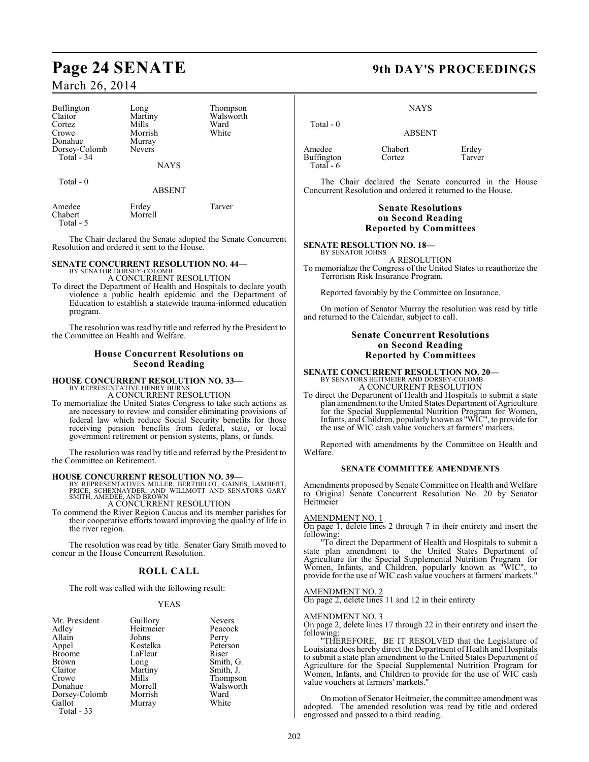| | | |
|---|---|---|
| Buffington | Long | Thompson |
| Claitor | Martiny | Walsworth |
| Cortez | Mills | Ward |
| Crowe | Morrish | White |
| Donahue | Murray | |
| Dorsey-Colomb | Nevers | |
| Total - 34 | | |

NAYS

Total - 0

ABSENT

| | | |
|---|---|---|
| Amedee | Erdey | Tarver |
| Chabert | Morrell | |
| Total - 5 | | |

The Chair declared the Senate adopted the Senate Concurrent Resolution and ordered it sent to the House.

**SENATE CONCURRENT RESOLUTION NO. 44—**
BY SENATOR DORSEY-COLOMB
A CONCURRENT RESOLUTION

To direct the Department of Health and Hospitals to declare youth violence a public health epidemic and the Department of Education to establish a statewide trauma-informed education program.

The resolution was read by title and referred by the President to the Committee on Health and Welfare.

## House Concurrent Resolutions on Second Reading

**HOUSE CONCURRENT RESOLUTION NO. 33—**
BY REPRESENTATIVE HENRY BURNS
A CONCURRENT RESOLUTION

To memorialize the United States Congress to take such actions as are necessary to review and consider eliminating provisions of federal law which reduce Social Security benefits for those receiving pension benefits from federal, state, or local government retirement or pension systems, plans, or funds.

The resolution was read by title and referred by the President to the Committee on Retirement.

**HOUSE CONCURRENT RESOLUTION NO. 39—**
BY REPRESENTATIVES MILLER, BERTHELOT, GAINES, LAMBERT, PRICE, SCHEXNAYDER, AND WILLMOTT AND SENATORS GARY SMITH, AMEDEE, AND BROWN
A CONCURRENT RESOLUTION

To commend the River Region Caucus and its member parishes for their cooperative efforts toward improving the quality of life in the river region.

The resolution was read by title. Senator Gary Smith moved to concur in the House Concurrent Resolution.

## ROLL CALL

The roll was called with the following result:

YEAS

| | | |
|---|---|---|
| Mr. President | Guillory | Nevers |
| Adley | Heitmeier | Peacock |
| Allain | Johns | Perry |
| Appel | Kostelka | Peterson |
| Broome | LaFleur | Riser |
| Brown | Long | Smith, G. |
| Claitor | Martiny | Smith, J. |
| Crowe | Mills | Thompson |
| Donahue | Morrell | Walsworth |
| Dorsey-Colomb | Morrish | Ward |
| Gallot | Murray | White |
| Total - 33 | | |

NAYS

Total - 0

ABSENT

| | | |
|---|---|---|
| Amedee | Chabert | Erdey |
| Buffington | Cortez | Tarver |
| Total - 6 | | |

The Chair declared the Senate concurred in the House Concurrent Resolution and ordered it returned to the House.

## Senate Resolutions on Second Reading Reported by Committees

**SENATE RESOLUTION NO. 18—**
BY SENATOR JOHNS
A RESOLUTION

To memorialize the Congress of the United States to reauthorize the Terrorism Risk Insurance Program.

Reported favorably by the Committee on Insurance.

On motion of Senator Murray the resolution was read by title and returned to the Calendar, subject to call.

## Senate Concurrent Resolutions on Second Reading Reported by Committees

**SENATE CONCURRENT RESOLUTION NO. 20—**
BY SENATORS HEITMEIER AND DORSEY-COLOMB
A CONCURRENT RESOLUTION

To direct the Department of Health and Hospitals to submit a state plan amendment to the United States Department of Agriculture for the Special Supplemental Nutrition Program for Women, Infants, and Children, popularly known as "WIC", to provide for the use of WIC cash value vouchers at farmers' markets.

Reported with amendments by the Committee on Health and Welfare.

### SENATE COMMITTEE AMENDMENTS

Amendments proposed by Senate Committee on Health and Welfare to Original Senate Concurrent Resolution No. 20 by Senator Heitmeier

AMENDMENT NO. 1
On page 1, delete lines 2 through 7 in their entirety and insert the following:

"To direct the Department of Health and Hospitals to submit a state plan amendment to the United States Department of Agriculture for the Special Supplemental Nutrition Program for Women, Infants, and Children, popularly known as "WIC", to provide for the use of WIC cash value vouchers at farmers' markets."

AMENDMENT NO. 2
On page 2, delete lines 11 and 12 in their entirety

AMENDMENT NO. 3
On page 2, delete lines 17 through 22 in their entirety and insert the following:

"THEREFORE, BE IT RESOLVED that the Legislature of Louisiana does hereby direct the Department of Health and Hospitals to submit a state plan amendment to the United States Department of Agriculture for the Special Supplemental Nutrition Program for Women, Infants, and Children to provide for the use of WIC cash value vouchers at farmers' markets."

On motion of Senator Heitmeier, the committee amendment was adopted. The amended resolution was read by title and ordered engrossed and passed to a third reading.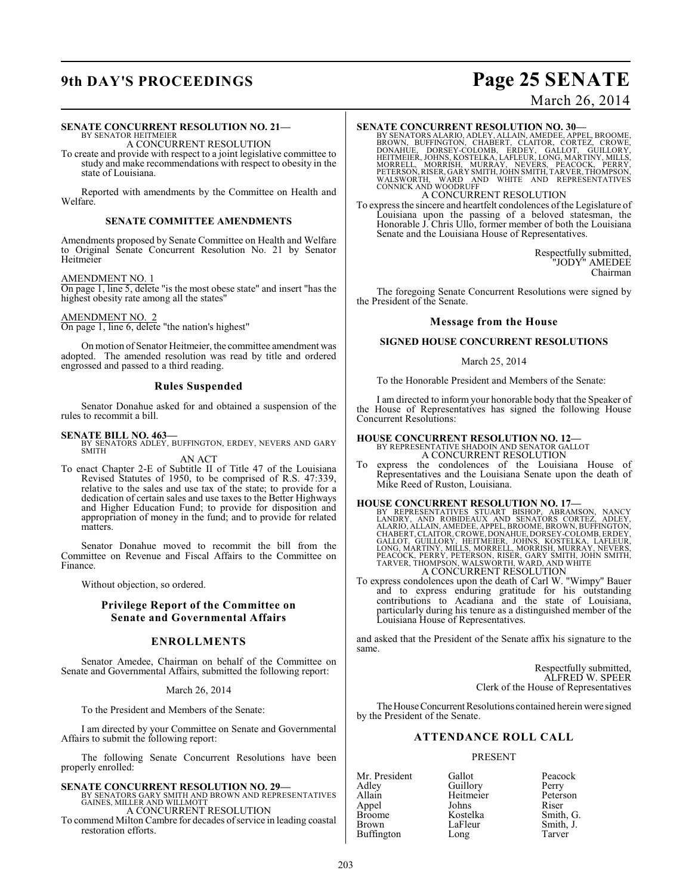**SENATE CONCURRENT RESOLUTION NO. 21—**
BY SENATOR HEITMEIER
A CONCURRENT RESOLUTION

To create and provide with respect to a joint legislative committee to study and make recommendations with respect to obesity in the state of Louisiana.

Reported with amendments by the Committee on Health and Welfare.

### SENATE COMMITTEE AMENDMENTS

Amendments proposed by Senate Committee on Health and Welfare to Original Senate Concurrent Resolution No. 21 by Senator Heitmeier

AMENDMENT NO. 1
On page 1, line 5, delete "is the most obese state" and insert "has the highest obesity rate among all the states"

AMENDMENT NO. 2
On page 1, line 6, delete "the nation's highest"

On motion of Senator Heitmeier, the committee amendment was adopted. The amended resolution was read by title and ordered engrossed and passed to a third reading.

### Rules Suspended

Senator Donahue asked for and obtained a suspension of the rules to recommit a bill.

**SENATE BILL NO. 463—**
BY SENATORS ADLEY, BUFFINGTON, ERDEY, NEVERS AND GARY SMITH
AN ACT

To enact Chapter 2-E of Subtitle II of Title 47 of the Louisiana Revised Statutes of 1950, to be comprised of R.S. 47:339, relative to the sales and use tax of the state; to provide for a dedication of certain sales and use taxes to the Better Highways and Higher Education Fund; to provide for disposition and appropriation of money in the fund; and to provide for related matters.

Senator Donahue moved to recommit the bill from the Committee on Revenue and Fiscal Affairs to the Committee on Finance.

Without objection, so ordered.

### Privilege Report of the Committee on Senate and Governmental Affairs

### ENROLLMENTS

Senator Amedee, Chairman on behalf of the Committee on Senate and Governmental Affairs, submitted the following report:

March 26, 2014

To the President and Members of the Senate:

I am directed by your Committee on Senate and Governmental Affairs to submit the following report:

The following Senate Concurrent Resolutions have been properly enrolled:

**SENATE CONCURRENT RESOLUTION NO. 29—**
BY SENATORS GARY SMITH AND BROWN AND REPRESENTATIVES GAINES, MILLER AND WILLMOTT
A CONCURRENT RESOLUTION

To commend Milton Cambre for decades of service in leading coastal restoration efforts.

**SENATE CONCURRENT RESOLUTION NO. 30—**
BY SENATORS ALARIO, ADLEY, ALLAIN, AMEDEE, APPEL, BROOME, BROWN, BUFFINGTON, CHABERT, CLAITOR, CORTEZ, CROWE, DONAHUE, DORSEY-COLOMB, ERDEY, GALLOT, GUILLORY, HEITMEIER, JOHNS, KOSTELKA, LAFLEUR, LONG, MARTINY, MILLS, MORRELL, MORRISH, MURRAY, NEVERS, PEACOCK, PERRY, PETERSON, RISER, GARY SMITH, JOHN SMITH, TARVER, THOMPSON, WALSWORTH, WARD AND WHITE AND REPRESENTATIVES CONNICK AND WOODRUFF
A CONCURRENT RESOLUTION

To express the sincere and heartfelt condolences of the Legislature of Louisiana upon the passing of a beloved statesman, the Honorable J. Chris Ullo, former member of both the Louisiana Senate and the Louisiana House of Representatives.

Respectfully submitted,
"JODY" AMEDEE
Chairman

The foregoing Senate Concurrent Resolutions were signed by the President of the Senate.

### Message from the House

### SIGNED HOUSE CONCURRENT RESOLUTIONS

March 25, 2014

To the Honorable President and Members of the Senate:

I am directed to inform your honorable body that the Speaker of the House of Representatives has signed the following House Concurrent Resolutions:

**HOUSE CONCURRENT RESOLUTION NO. 12—**
BY REPRESENTATIVE SHADOIN AND SENATOR GALLOT
A CONCURRENT RESOLUTION

To express the condolences of the Louisiana House of Representatives and the Louisiana Senate upon the death of Mike Reed of Ruston, Louisiana.

**HOUSE CONCURRENT RESOLUTION NO. 17—**
BY REPRESENTATIVES STUART BISHOP, ABRAMSON, NANCY LANDRY, AND ROBIDEAUX AND SENATORS CORTEZ, ADLEY, ALARIO, ALLAIN, AMEDEE, APPEL, BROOME, BROWN, BUFFINGTON, CHABERT, CLAITOR, CROWE, DONAHUE, DORSEY-COLOMB, ERDEY, GALLOT, GUILLORY, HEITMEIER, JOHNS, KOSTELKA, LAFLEUR, LONG, MARTINY, MILLS, MORRELL, MORRISH, MURRAY, NEVERS, PEACOCK, PERRY, PETERSON, RISER, GARY SMITH, JOHN SMITH, TARVER, THOMPSON, WALSWORTH, WARD, AND WHITE
A CONCURRENT RESOLUTION

To express condolences upon the death of Carl W. "Wimpy" Bauer and to express enduring gratitude for his outstanding contributions to Acadiana and the state of Louisiana, particularly during his tenure as a distinguished member of the Louisiana House of Representatives.

and asked that the President of the Senate affix his signature to the same.

Respectfully submitted,
ALFRED W. SPEER
Clerk of the House of Representatives

The House Concurrent Resolutions contained herein were signed by the President of the Senate.

### ATTENDANCE ROLL CALL

PRESENT

| | | |
|---|---|---|
| Mr. President | Gallot | Peacock |
| Adley | Guillory | Perry |
| Allain | Heitmeier | Peterson |
| Appel | Johns | Riser |
| Broome | Kostelka | Smith, G. |
| Brown | LaFleur | Smith, J. |
| Buffington | Long | Tarver |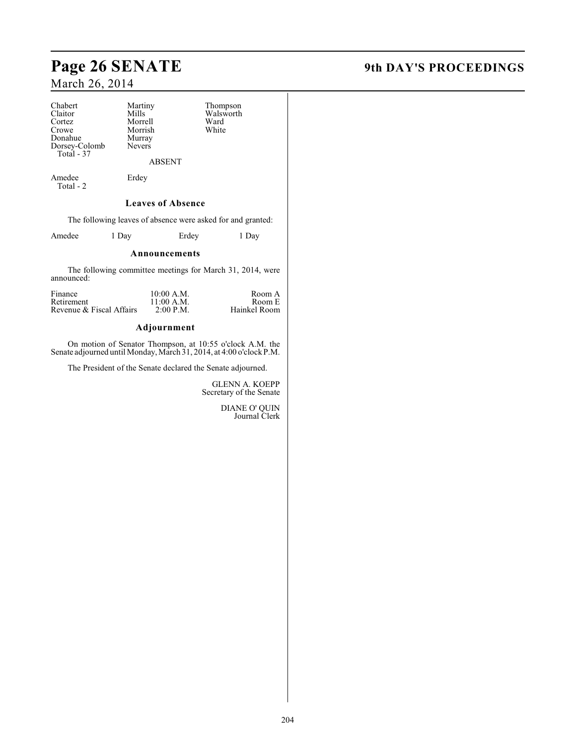| | | |
|---|---|---|
| Chabert | Martiny | Thompson |
| Claitor | Mills | Walsworth |
| Cortez | Morrell | Ward |
| Crowe | Morrish | White |
| Donahue | Murray | |
| Dorsey-Colomb | Nevers | |

Total - 37

ABSENT

| | |
|---|---|
| Amedee | Erdey |

Total - 2

### Leaves of Absence

The following leaves of absence were asked for and granted:

| | | | |
|---|---|---|---|
| Amedee | 1 Day | Erdey | 1 Day |

### Announcements

The following committee meetings for March 31, 2014, were announced:

| | | |
|---|---|---|
| Finance | 10:00 A.M. | Room A |
| Retirement | 11:00 A.M. | Room E |
| Revenue & Fiscal Affairs | 2:00 P.M. | Hainkel Room |

### Adjournment

On motion of Senator Thompson, at 10:55 o'clock A.M. the Senate adjourned until Monday, March 31, 2014, at 4:00 o'clock P.M.

The President of the Senate declared the Senate adjourned.

GLENN A. KOEPP
Secretary of the Senate

DIANE O' QUIN
Journal Clerk